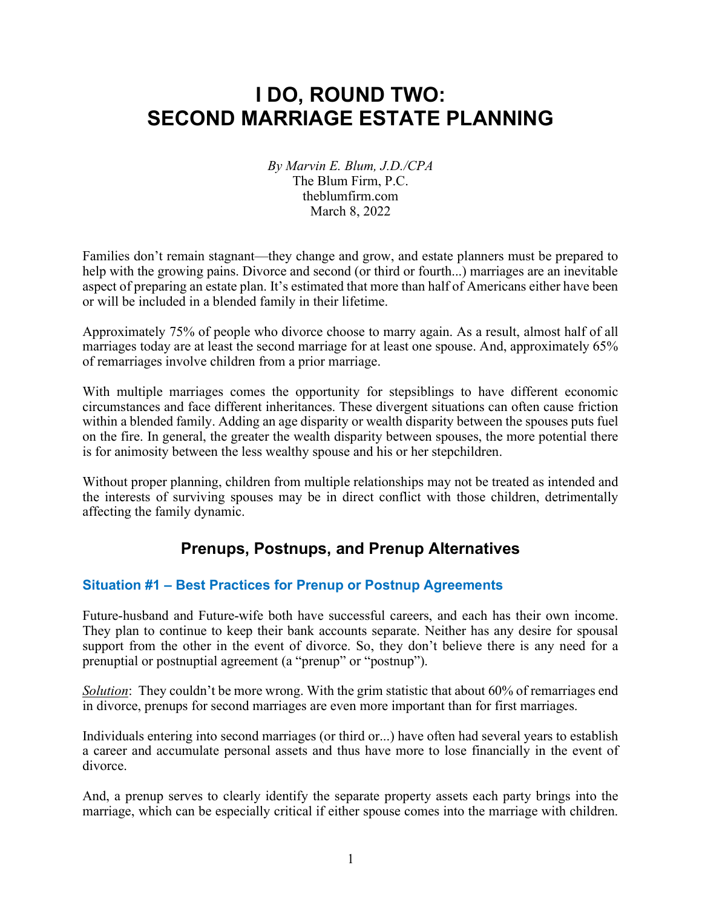# I DO, ROUND TWO: SECOND MARRIAGE ESTATE PLANNING

*By Marvin E. Blum, J.D./CPA*
The Blum Firm, P.C.
theblumfirm.com
March 8, 2022

Families don't remain stagnant—they change and grow, and estate planners must be prepared to help with the growing pains. Divorce and second (or third or fourth...) marriages are an inevitable aspect of preparing an estate plan. It's estimated that more than half of Americans either have been or will be included in a blended family in their lifetime.

Approximately 75% of people who divorce choose to marry again. As a result, almost half of all marriages today are at least the second marriage for at least one spouse. And, approximately 65% of remarriages involve children from a prior marriage.

With multiple marriages comes the opportunity for stepsiblings to have different economic circumstances and face different inheritances. These divergent situations can often cause friction within a blended family. Adding an age disparity or wealth disparity between the spouses puts fuel on the fire. In general, the greater the wealth disparity between spouses, the more potential there is for animosity between the less wealthy spouse and his or her stepchildren.

Without proper planning, children from multiple relationships may not be treated as intended and the interests of surviving spouses may be in direct conflict with those children, detrimentally affecting the family dynamic.

## Prenups, Postnups, and Prenup Alternatives

### Situation #1 – Best Practices for Prenup or Postnup Agreements

Future-husband and Future-wife both have successful careers, and each has their own income. They plan to continue to keep their bank accounts separate. Neither has any desire for spousal support from the other in the event of divorce. So, they don't believe there is any need for a prenuptial or postnuptial agreement (a "prenup" or "postnup").

*Solution*: They couldn't be more wrong. With the grim statistic that about 60% of remarriages end in divorce, prenups for second marriages are even more important than for first marriages.

Individuals entering into second marriages (or third or...) have often had several years to establish a career and accumulate personal assets and thus have more to lose financially in the event of divorce.

And, a prenup serves to clearly identify the separate property assets each party brings into the marriage, which can be especially critical if either spouse comes into the marriage with children.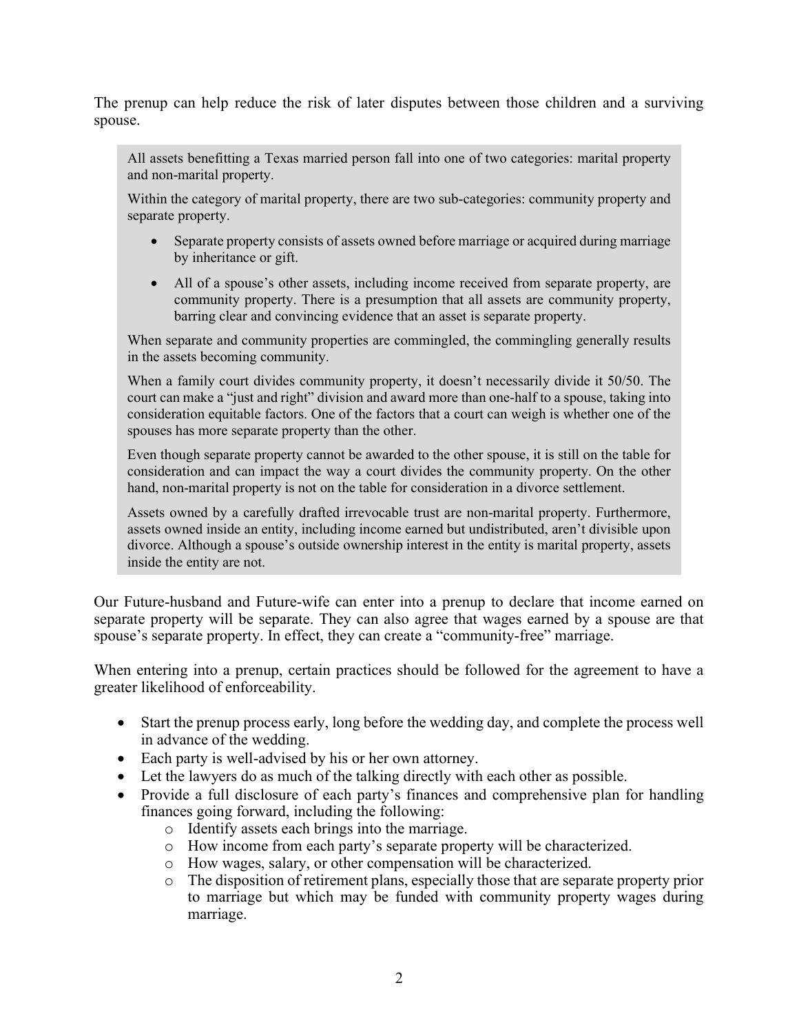The prenup can help reduce the risk of later disputes between those children and a surviving spouse.

> All assets benefitting a Texas married person fall into one of two categories: marital property and non-marital property.
>
> Within the category of marital property, there are two sub-categories: community property and separate property.
>
> - Separate property consists of assets owned before marriage or acquired during marriage by inheritance or gift.
> - All of a spouse's other assets, including income received from separate property, are community property. There is a presumption that all assets are community property, barring clear and convincing evidence that an asset is separate property.
>
> When separate and community properties are commingled, the commingling generally results in the assets becoming community.
>
> When a family court divides community property, it doesn't necessarily divide it 50/50. The court can make a "just and right" division and award more than one-half to a spouse, taking into consideration equitable factors. One of the factors that a court can weigh is whether one of the spouses has more separate property than the other.
>
> Even though separate property cannot be awarded to the other spouse, it is still on the table for consideration and can impact the way a court divides the community property. On the other hand, non-marital property is not on the table for consideration in a divorce settlement.
>
> Assets owned by a carefully drafted irrevocable trust are non-marital property. Furthermore, assets owned inside an entity, including income earned but undistributed, aren't divisible upon divorce. Although a spouse's outside ownership interest in the entity is marital property, assets inside the entity are not.

Our Future-husband and Future-wife can enter into a prenup to declare that income earned on separate property will be separate. They can also agree that wages earned by a spouse are that spouse's separate property. In effect, they can create a "community-free" marriage.

When entering into a prenup, certain practices should be followed for the agreement to have a greater likelihood of enforceability.

- Start the prenup process early, long before the wedding day, and complete the process well in advance of the wedding.
- Each party is well-advised by his or her own attorney.
- Let the lawyers do as much of the talking directly with each other as possible.
- Provide a full disclosure of each party's finances and comprehensive plan for handling finances going forward, including the following:
  - Identify assets each brings into the marriage.
  - How income from each party's separate property will be characterized.
  - How wages, salary, or other compensation will be characterized.
  - The disposition of retirement plans, especially those that are separate property prior to marriage but which may be funded with community property wages during marriage.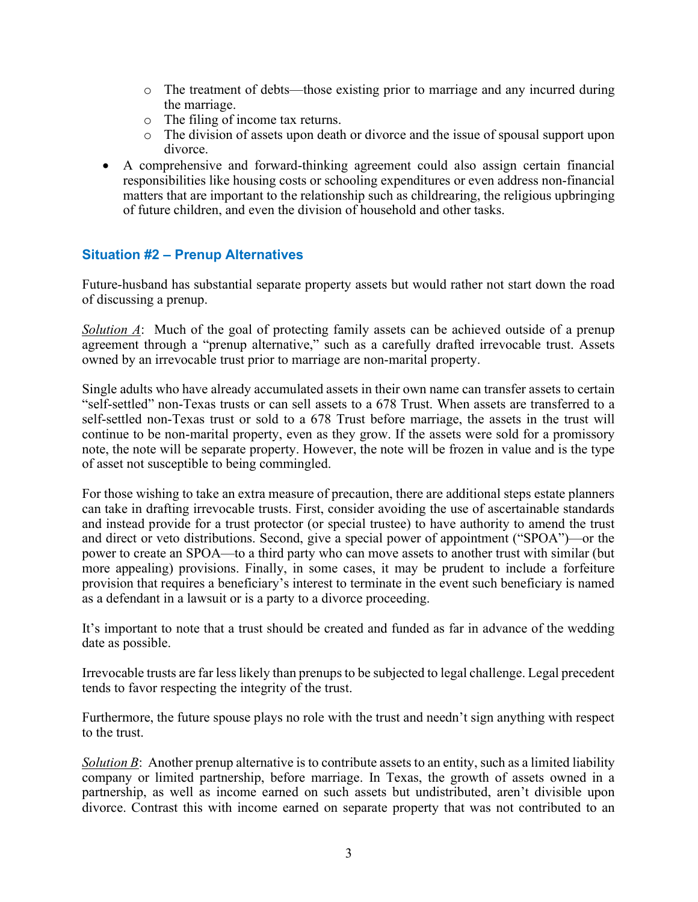- The treatment of debts—those existing prior to marriage and any incurred during the marriage.
    - The filing of income tax returns.
    - The division of assets upon death or divorce and the issue of spousal support upon divorce.
- A comprehensive and forward-thinking agreement could also assign certain financial responsibilities like housing costs or schooling expenditures or even address non-financial matters that are important to the relationship such as childrearing, the religious upbringing of future children, and even the division of household and other tasks.

### Situation #2 – Prenup Alternatives

Future-husband has substantial separate property assets but would rather not start down the road of discussing a prenup.

*Solution A*: Much of the goal of protecting family assets can be achieved outside of a prenup agreement through a "prenup alternative," such as a carefully drafted irrevocable trust. Assets owned by an irrevocable trust prior to marriage are non-marital property.

Single adults who have already accumulated assets in their own name can transfer assets to certain "self-settled" non-Texas trusts or can sell assets to a 678 Trust. When assets are transferred to a self-settled non-Texas trust or sold to a 678 Trust before marriage, the assets in the trust will continue to be non-marital property, even as they grow. If the assets were sold for a promissory note, the note will be separate property. However, the note will be frozen in value and is the type of asset not susceptible to being commingled.

For those wishing to take an extra measure of precaution, there are additional steps estate planners can take in drafting irrevocable trusts. First, consider avoiding the use of ascertainable standards and instead provide for a trust protector (or special trustee) to have authority to amend the trust and direct or veto distributions. Second, give a special power of appointment ("SPOA")—or the power to create an SPOA—to a third party who can move assets to another trust with similar (but more appealing) provisions. Finally, in some cases, it may be prudent to include a forfeiture provision that requires a beneficiary's interest to terminate in the event such beneficiary is named as a defendant in a lawsuit or is a party to a divorce proceeding.

It's important to note that a trust should be created and funded as far in advance of the wedding date as possible.

Irrevocable trusts are far less likely than prenups to be subjected to legal challenge. Legal precedent tends to favor respecting the integrity of the trust.

Furthermore, the future spouse plays no role with the trust and needn't sign anything with respect to the trust.

*Solution B*: Another prenup alternative is to contribute assets to an entity, such as a limited liability company or limited partnership, before marriage. In Texas, the growth of assets owned in a partnership, as well as income earned on such assets but undistributed, aren't divisible upon divorce. Contrast this with income earned on separate property that was not contributed to an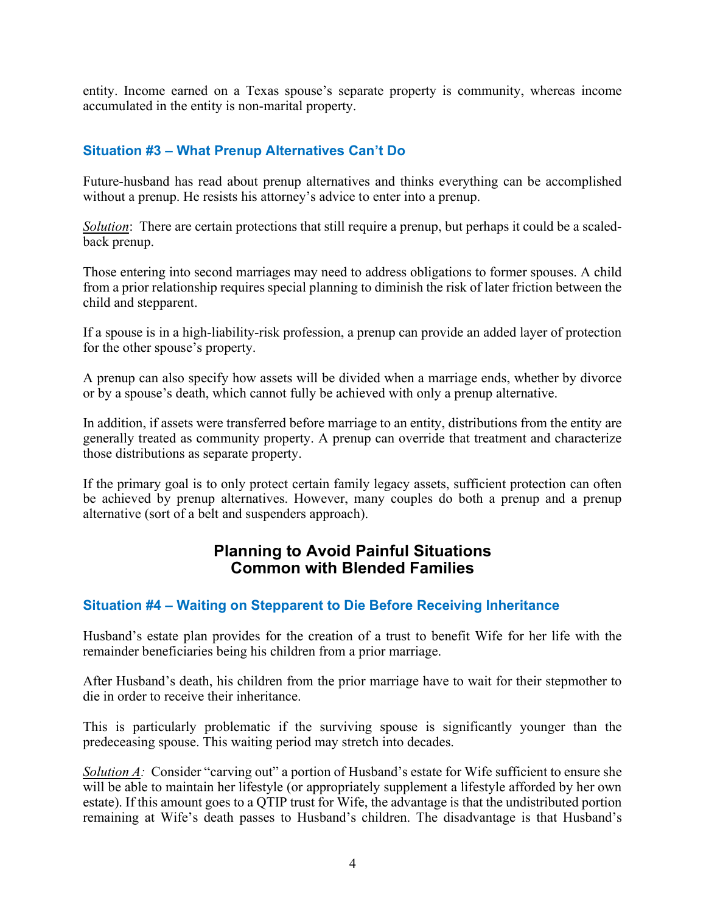entity. Income earned on a Texas spouse's separate property is community, whereas income accumulated in the entity is non-marital property.

### Situation #3 – What Prenup Alternatives Can't Do

Future-husband has read about prenup alternatives and thinks everything can be accomplished without a prenup. He resists his attorney's advice to enter into a prenup.

*Solution*: There are certain protections that still require a prenup, but perhaps it could be a scaled-back prenup.

Those entering into second marriages may need to address obligations to former spouses. A child from a prior relationship requires special planning to diminish the risk of later friction between the child and stepparent.

If a spouse is in a high-liability-risk profession, a prenup can provide an added layer of protection for the other spouse's property.

A prenup can also specify how assets will be divided when a marriage ends, whether by divorce or by a spouse's death, which cannot fully be achieved with only a prenup alternative.

In addition, if assets were transferred before marriage to an entity, distributions from the entity are generally treated as community property. A prenup can override that treatment and characterize those distributions as separate property.

If the primary goal is to only protect certain family legacy assets, sufficient protection can often be achieved by prenup alternatives. However, many couples do both a prenup and a prenup alternative (sort of a belt and suspenders approach).

## Planning to Avoid Painful Situations Common with Blended Families

### Situation #4 – Waiting on Stepparent to Die Before Receiving Inheritance

Husband's estate plan provides for the creation of a trust to benefit Wife for her life with the remainder beneficiaries being his children from a prior marriage.

After Husband's death, his children from the prior marriage have to wait for their stepmother to die in order to receive their inheritance.

This is particularly problematic if the surviving spouse is significantly younger than the predeceasing spouse. This waiting period may stretch into decades.

*Solution A:* Consider "carving out" a portion of Husband's estate for Wife sufficient to ensure she will be able to maintain her lifestyle (or appropriately supplement a lifestyle afforded by her own estate). If this amount goes to a QTIP trust for Wife, the advantage is that the undistributed portion remaining at Wife's death passes to Husband's children. The disadvantage is that Husband's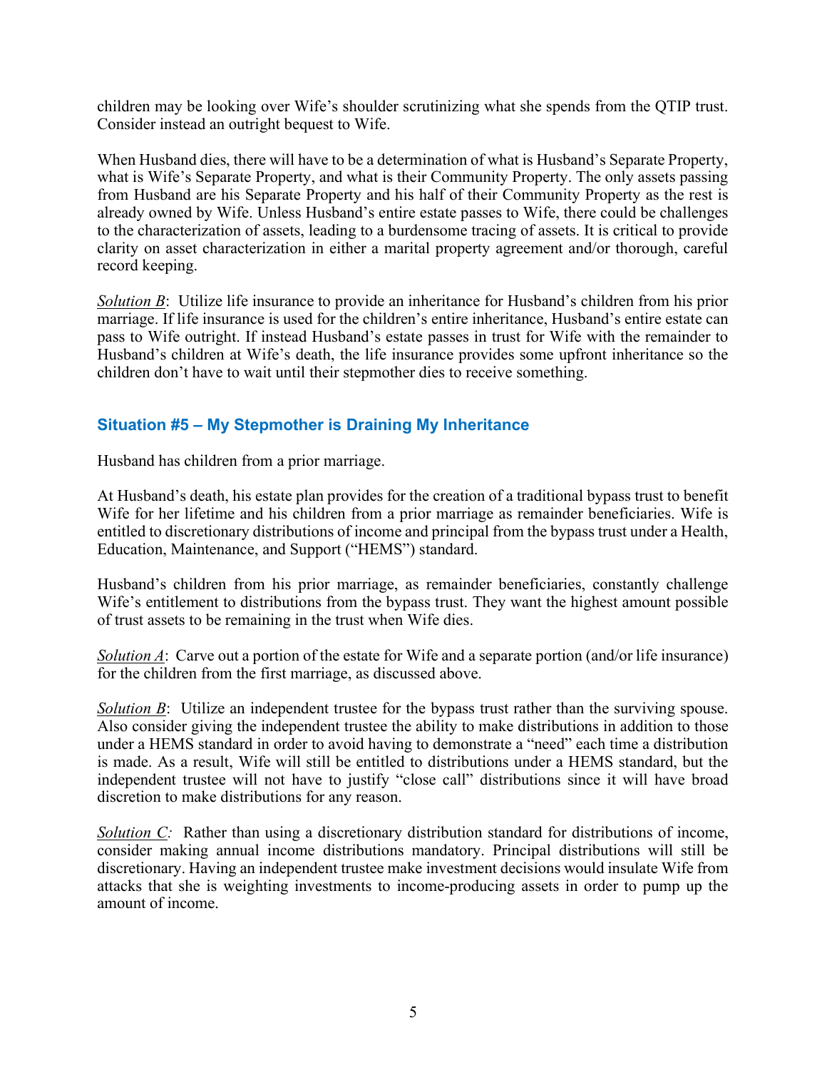children may be looking over Wife's shoulder scrutinizing what she spends from the QTIP trust. Consider instead an outright bequest to Wife.

When Husband dies, there will have to be a determination of what is Husband's Separate Property, what is Wife's Separate Property, and what is their Community Property. The only assets passing from Husband are his Separate Property and his half of their Community Property as the rest is already owned by Wife. Unless Husband's entire estate passes to Wife, there could be challenges to the characterization of assets, leading to a burdensome tracing of assets. It is critical to provide clarity on asset characterization in either a marital property agreement and/or thorough, careful record keeping.

<u>Solution B</u>: Utilize life insurance to provide an inheritance for Husband's children from his prior marriage. If life insurance is used for the children's entire inheritance, Husband's entire estate can pass to Wife outright. If instead Husband's estate passes in trust for Wife with the remainder to Husband's children at Wife's death, the life insurance provides some upfront inheritance so the children don't have to wait until their stepmother dies to receive something.

### Situation #5 – My Stepmother is Draining My Inheritance

Husband has children from a prior marriage.

At Husband's death, his estate plan provides for the creation of a traditional bypass trust to benefit Wife for her lifetime and his children from a prior marriage as remainder beneficiaries. Wife is entitled to discretionary distributions of income and principal from the bypass trust under a Health, Education, Maintenance, and Support ("HEMS") standard.

Husband's children from his prior marriage, as remainder beneficiaries, constantly challenge Wife's entitlement to distributions from the bypass trust. They want the highest amount possible of trust assets to be remaining in the trust when Wife dies.

<u>Solution A</u>: Carve out a portion of the estate for Wife and a separate portion (and/or life insurance) for the children from the first marriage, as discussed above.

<u>Solution B</u>: Utilize an independent trustee for the bypass trust rather than the surviving spouse. Also consider giving the independent trustee the ability to make distributions in addition to those under a HEMS standard in order to avoid having to demonstrate a "need" each time a distribution is made. As a result, Wife will still be entitled to distributions under a HEMS standard, but the independent trustee will not have to justify "close call" distributions since it will have broad discretion to make distributions for any reason.

<u>Solution C</u>*:* Rather than using a discretionary distribution standard for distributions of income, consider making annual income distributions mandatory. Principal distributions will still be discretionary. Having an independent trustee make investment decisions would insulate Wife from attacks that she is weighting investments to income-producing assets in order to pump up the amount of income.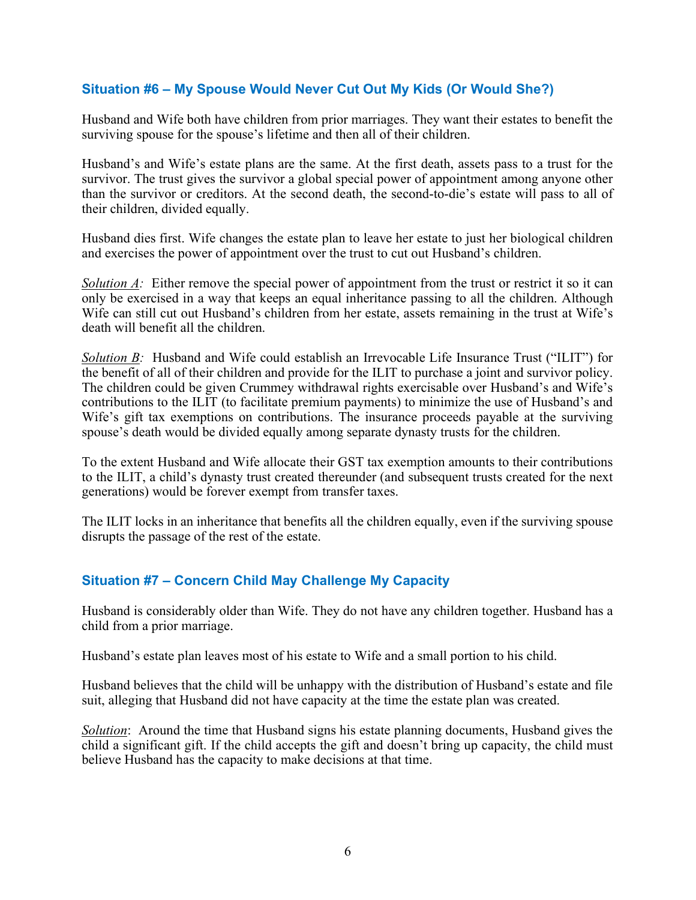### Situation #6 – My Spouse Would Never Cut Out My Kids (Or Would She?)

Husband and Wife both have children from prior marriages. They want their estates to benefit the surviving spouse for the spouse's lifetime and then all of their children.

Husband's and Wife's estate plans are the same. At the first death, assets pass to a trust for the survivor. The trust gives the survivor a global special power of appointment among anyone other than the survivor or creditors. At the second death, the second-to-die's estate will pass to all of their children, divided equally.

Husband dies first. Wife changes the estate plan to leave her estate to just her biological children and exercises the power of appointment over the trust to cut out Husband's children.

*Solution A:* Either remove the special power of appointment from the trust or restrict it so it can only be exercised in a way that keeps an equal inheritance passing to all the children. Although Wife can still cut out Husband's children from her estate, assets remaining in the trust at Wife's death will benefit all the children.

*Solution B:* Husband and Wife could establish an Irrevocable Life Insurance Trust ("ILIT") for the benefit of all of their children and provide for the ILIT to purchase a joint and survivor policy. The children could be given Crummey withdrawal rights exercisable over Husband's and Wife's contributions to the ILIT (to facilitate premium payments) to minimize the use of Husband's and Wife's gift tax exemptions on contributions. The insurance proceeds payable at the surviving spouse's death would be divided equally among separate dynasty trusts for the children.

To the extent Husband and Wife allocate their GST tax exemption amounts to their contributions to the ILIT, a child's dynasty trust created thereunder (and subsequent trusts created for the next generations) would be forever exempt from transfer taxes.

The ILIT locks in an inheritance that benefits all the children equally, even if the surviving spouse disrupts the passage of the rest of the estate.

### Situation #7 – Concern Child May Challenge My Capacity

Husband is considerably older than Wife. They do not have any children together. Husband has a child from a prior marriage.

Husband's estate plan leaves most of his estate to Wife and a small portion to his child.

Husband believes that the child will be unhappy with the distribution of Husband's estate and file suit, alleging that Husband did not have capacity at the time the estate plan was created.

*Solution*: Around the time that Husband signs his estate planning documents, Husband gives the child a significant gift. If the child accepts the gift and doesn't bring up capacity, the child must believe Husband has the capacity to make decisions at that time.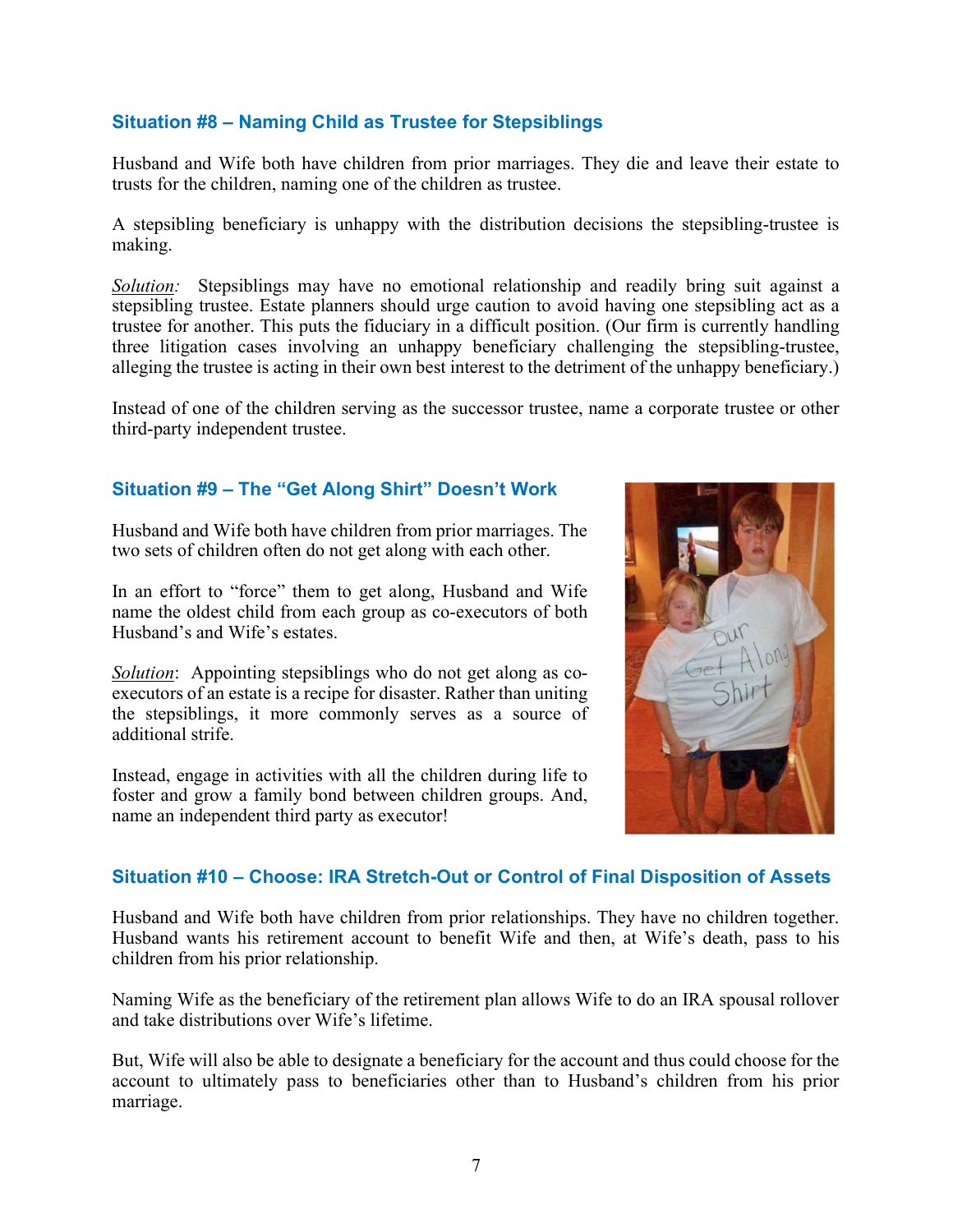### Situation #8 – Naming Child as Trustee for Stepsiblings

Husband and Wife both have children from prior marriages. They die and leave their estate to trusts for the children, naming one of the children as trustee.

A stepsibling beneficiary is unhappy with the distribution decisions the stepsibling-trustee is making.

*<u>Solution</u>:* Stepsiblings may have no emotional relationship and readily bring suit against a stepsibling trustee. Estate planners should urge caution to avoid having one stepsibling act as a trustee for another. This puts the fiduciary in a difficult position. (Our firm is currently handling three litigation cases involving an unhappy beneficiary challenging the stepsibling-trustee, alleging the trustee is acting in their own best interest to the detriment of the unhappy beneficiary.)

Instead of one of the children serving as the successor trustee, name a corporate trustee or other third-party independent trustee.

### Situation #9 – The "Get Along Shirt" Doesn't Work

Husband and Wife both have children from prior marriages. The two sets of children often do not get along with each other.

In an effort to "force" them to get along, Husband and Wife name the oldest child from each group as co-executors of both Husband's and Wife's estates.

*<u>Solution</u>*: Appointing stepsiblings who do not get along as co-executors of an estate is a recipe for disaster. Rather than uniting the stepsiblings, it more commonly serves as a source of additional strife.

Instead, engage in activities with all the children during life to foster and grow a family bond between children groups. And, name an independent third party as executor!

### Situation #10 – Choose: IRA Stretch-Out or Control of Final Disposition of Assets

Husband and Wife both have children from prior relationships. They have no children together. Husband wants his retirement account to benefit Wife and then, at Wife's death, pass to his children from his prior relationship.

Naming Wife as the beneficiary of the retirement plan allows Wife to do an IRA spousal rollover and take distributions over Wife's lifetime.

But, Wife will also be able to designate a beneficiary for the account and thus could choose for the account to ultimately pass to beneficiaries other than to Husband's children from his prior marriage.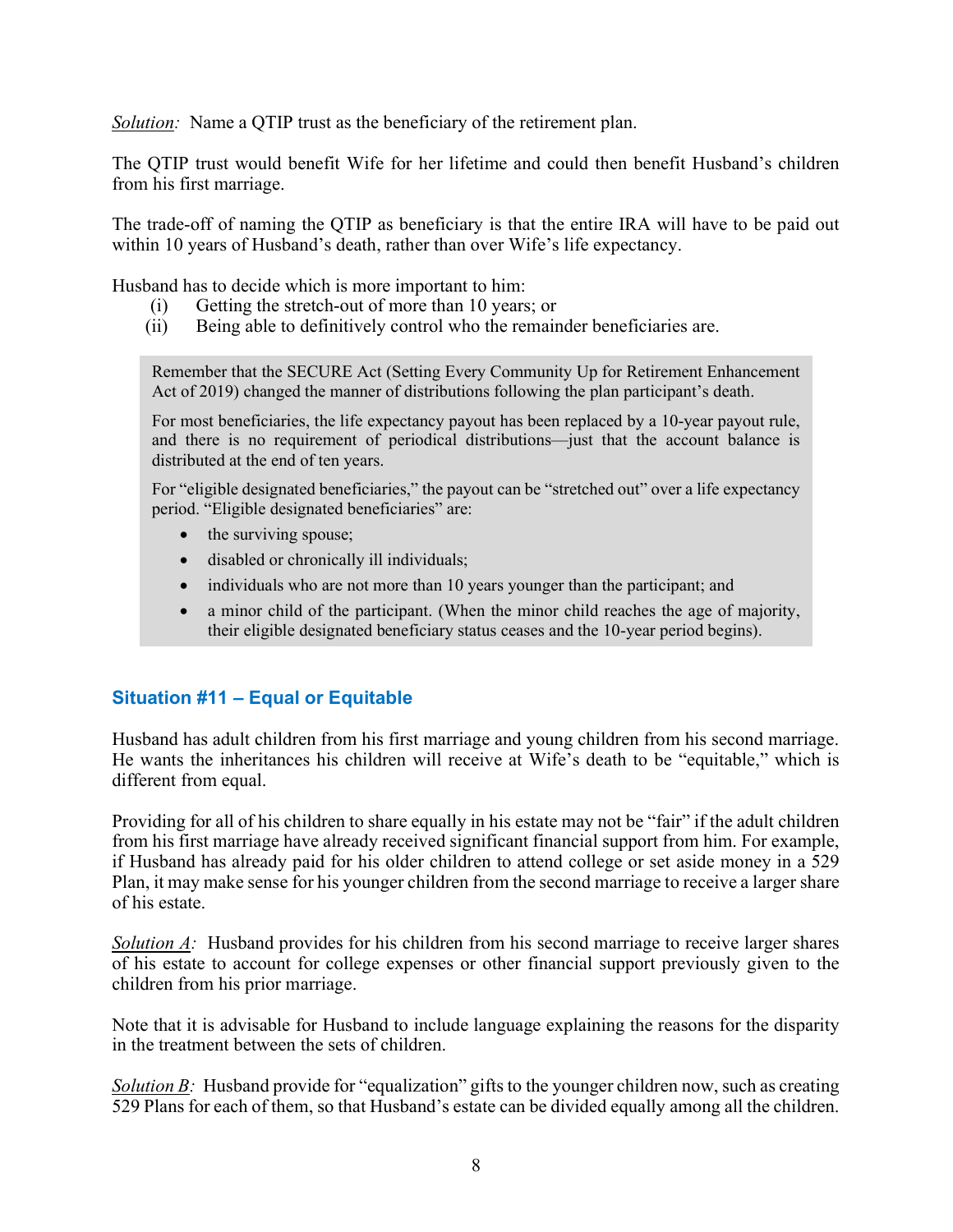*Solution:* Name a QTIP trust as the beneficiary of the retirement plan.

The QTIP trust would benefit Wife for her lifetime and could then benefit Husband's children from his first marriage.

The trade-off of naming the QTIP as beneficiary is that the entire IRA will have to be paid out within 10 years of Husband's death, rather than over Wife's life expectancy.

Husband has to decide which is more important to him:

(i) Getting the stretch-out of more than 10 years; or
(ii) Being able to definitively control who the remainder beneficiaries are.

> Remember that the SECURE Act (Setting Every Community Up for Retirement Enhancement Act of 2019) changed the manner of distributions following the plan participant's death.
>
> For most beneficiaries, the life expectancy payout has been replaced by a 10-year payout rule, and there is no requirement of periodical distributions—just that the account balance is distributed at the end of ten years.
>
> For "eligible designated beneficiaries," the payout can be "stretched out" over a life expectancy period. "Eligible designated beneficiaries" are:
>
> - the surviving spouse;
> - disabled or chronically ill individuals;
> - individuals who are not more than 10 years younger than the participant; and
> - a minor child of the participant. (When the minor child reaches the age of majority, their eligible designated beneficiary status ceases and the 10-year period begins).

## Situation #11 – Equal or Equitable

Husband has adult children from his first marriage and young children from his second marriage. He wants the inheritances his children will receive at Wife's death to be "equitable," which is different from equal.

Providing for all of his children to share equally in his estate may not be "fair" if the adult children from his first marriage have already received significant financial support from him. For example, if Husband has already paid for his older children to attend college or set aside money in a 529 Plan, it may make sense for his younger children from the second marriage to receive a larger share of his estate.

*Solution A:* Husband provides for his children from his second marriage to receive larger shares of his estate to account for college expenses or other financial support previously given to the children from his prior marriage.

Note that it is advisable for Husband to include language explaining the reasons for the disparity in the treatment between the sets of children.

*Solution B:* Husband provide for "equalization" gifts to the younger children now, such as creating 529 Plans for each of them, so that Husband's estate can be divided equally among all the children.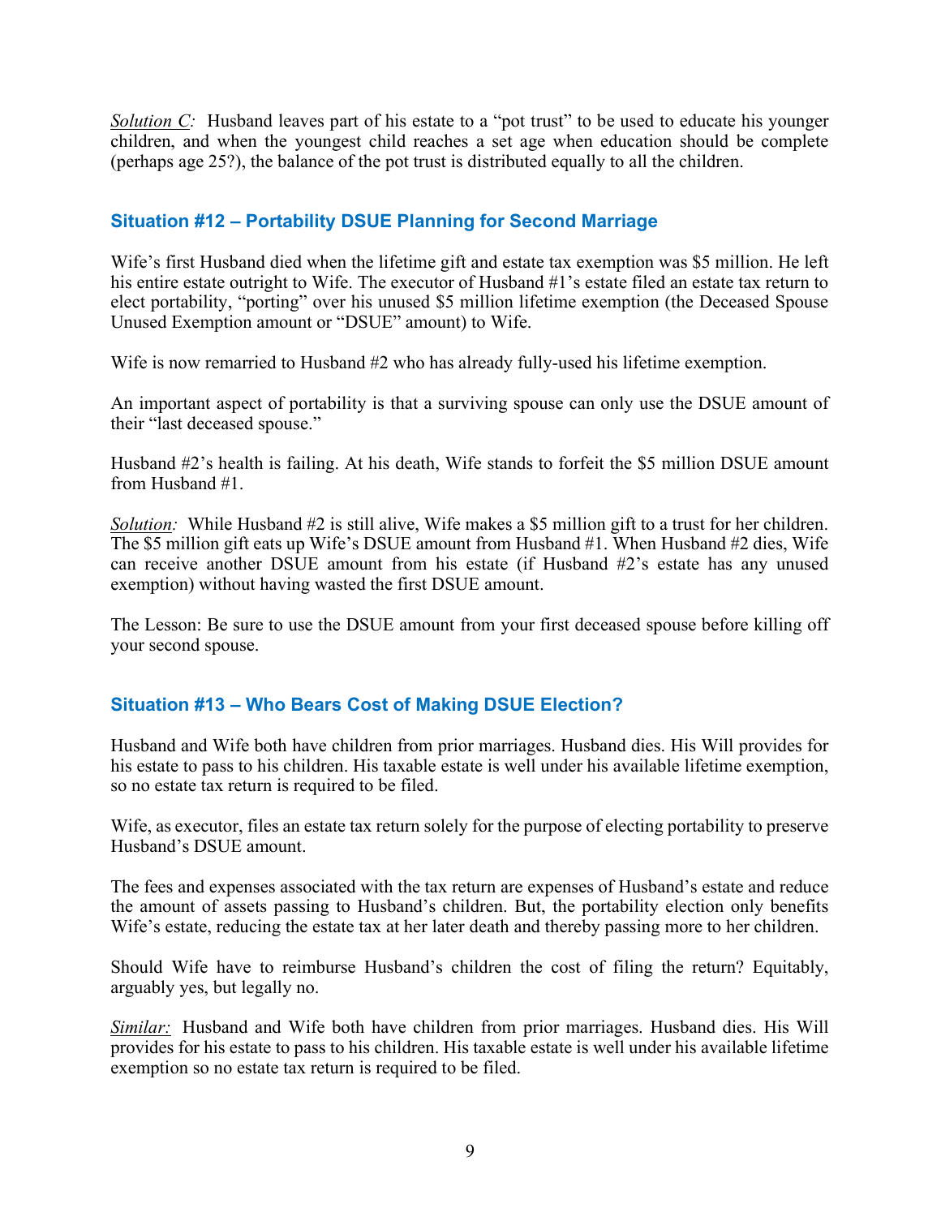*Solution C:* Husband leaves part of his estate to a "pot trust" to be used to educate his younger children, and when the youngest child reaches a set age when education should be complete (perhaps age 25?), the balance of the pot trust is distributed equally to all the children.

### Situation #12 – Portability DSUE Planning for Second Marriage

Wife's first Husband died when the lifetime gift and estate tax exemption was $5 million. He left his entire estate outright to Wife. The executor of Husband #1's estate filed an estate tax return to elect portability, "porting" over his unused $5 million lifetime exemption (the Deceased Spouse Unused Exemption amount or "DSUE" amount) to Wife.

Wife is now remarried to Husband #2 who has already fully-used his lifetime exemption.

An important aspect of portability is that a surviving spouse can only use the DSUE amount of their "last deceased spouse."

Husband #2's health is failing. At his death, Wife stands to forfeit the $5 million DSUE amount from Husband #1.

*Solution:* While Husband #2 is still alive, Wife makes a $5 million gift to a trust for her children. The $5 million gift eats up Wife's DSUE amount from Husband #1. When Husband #2 dies, Wife can receive another DSUE amount from his estate (if Husband #2's estate has any unused exemption) without having wasted the first DSUE amount.

The Lesson: Be sure to use the DSUE amount from your first deceased spouse before killing off your second spouse.

### Situation #13 – Who Bears Cost of Making DSUE Election?

Husband and Wife both have children from prior marriages. Husband dies. His Will provides for his estate to pass to his children. His taxable estate is well under his available lifetime exemption, so no estate tax return is required to be filed.

Wife, as executor, files an estate tax return solely for the purpose of electing portability to preserve Husband's DSUE amount.

The fees and expenses associated with the tax return are expenses of Husband's estate and reduce the amount of assets passing to Husband's children. But, the portability election only benefits Wife's estate, reducing the estate tax at her later death and thereby passing more to her children.

Should Wife have to reimburse Husband's children the cost of filing the return? Equitably, arguably yes, but legally no.

*Similar:* Husband and Wife both have children from prior marriages. Husband dies. His Will provides for his estate to pass to his children. His taxable estate is well under his available lifetime exemption so no estate tax return is required to be filed.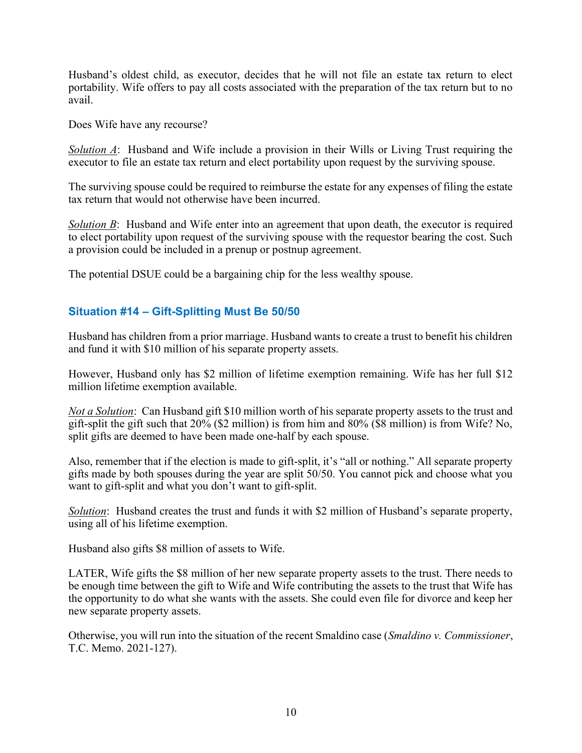Husband's oldest child, as executor, decides that he will not file an estate tax return to elect portability. Wife offers to pay all costs associated with the preparation of the tax return but to no avail.

Does Wife have any recourse?

*Solution A*: Husband and Wife include a provision in their Wills or Living Trust requiring the executor to file an estate tax return and elect portability upon request by the surviving spouse.

The surviving spouse could be required to reimburse the estate for any expenses of filing the estate tax return that would not otherwise have been incurred.

*Solution B*: Husband and Wife enter into an agreement that upon death, the executor is required to elect portability upon request of the surviving spouse with the requestor bearing the cost. Such a provision could be included in a prenup or postnup agreement.

The potential DSUE could be a bargaining chip for the less wealthy spouse.

## Situation #14 – Gift-Splitting Must Be 50/50

Husband has children from a prior marriage. Husband wants to create a trust to benefit his children and fund it with $10 million of his separate property assets.

However, Husband only has $2 million of lifetime exemption remaining. Wife has her full $12 million lifetime exemption available.

*Not a Solution*: Can Husband gift $10 million worth of his separate property assets to the trust and gift-split the gift such that 20% ($2 million) is from him and 80% ($8 million) is from Wife? No, split gifts are deemed to have been made one-half by each spouse.

Also, remember that if the election is made to gift-split, it's "all or nothing." All separate property gifts made by both spouses during the year are split 50/50. You cannot pick and choose what you want to gift-split and what you don't want to gift-split.

*Solution*: Husband creates the trust and funds it with $2 million of Husband's separate property, using all of his lifetime exemption.

Husband also gifts $8 million of assets to Wife.

LATER, Wife gifts the $8 million of her new separate property assets to the trust. There needs to be enough time between the gift to Wife and Wife contributing the assets to the trust that Wife has the opportunity to do what she wants with the assets. She could even file for divorce and keep her new separate property assets.

Otherwise, you will run into the situation of the recent Smaldino case (*Smaldino v. Commissioner*, T.C. Memo. 2021-127).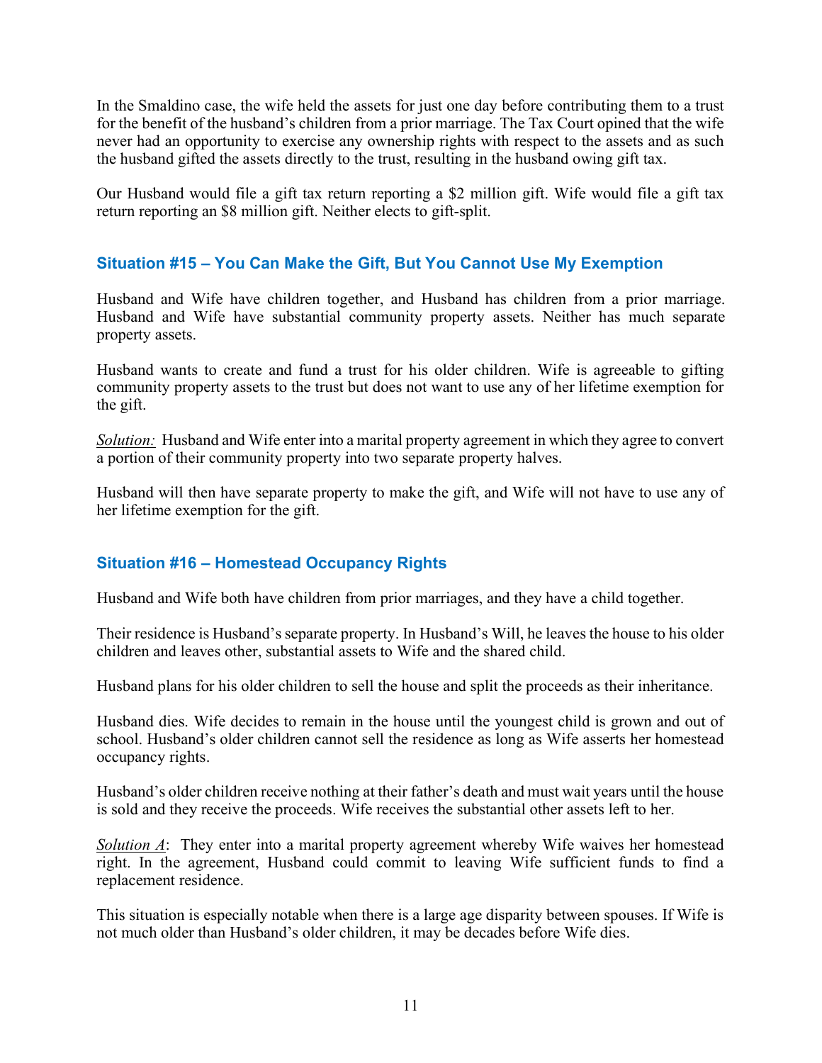In the Smaldino case, the wife held the assets for just one day before contributing them to a trust for the benefit of the husband's children from a prior marriage. The Tax Court opined that the wife never had an opportunity to exercise any ownership rights with respect to the assets and as such the husband gifted the assets directly to the trust, resulting in the husband owing gift tax.

Our Husband would file a gift tax return reporting a $2 million gift. Wife would file a gift tax return reporting an $8 million gift. Neither elects to gift-split.

### Situation #15 – You Can Make the Gift, But You Cannot Use My Exemption

Husband and Wife have children together, and Husband has children from a prior marriage. Husband and Wife have substantial community property assets. Neither has much separate property assets.

Husband wants to create and fund a trust for his older children. Wife is agreeable to gifting community property assets to the trust but does not want to use any of her lifetime exemption for the gift.

*Solution:* Husband and Wife enter into a marital property agreement in which they agree to convert a portion of their community property into two separate property halves.

Husband will then have separate property to make the gift, and Wife will not have to use any of her lifetime exemption for the gift.

### Situation #16 – Homestead Occupancy Rights

Husband and Wife both have children from prior marriages, and they have a child together.

Their residence is Husband's separate property. In Husband's Will, he leaves the house to his older children and leaves other, substantial assets to Wife and the shared child.

Husband plans for his older children to sell the house and split the proceeds as their inheritance.

Husband dies. Wife decides to remain in the house until the youngest child is grown and out of school. Husband's older children cannot sell the residence as long as Wife asserts her homestead occupancy rights.

Husband's older children receive nothing at their father's death and must wait years until the house is sold and they receive the proceeds. Wife receives the substantial other assets left to her.

*Solution A*: They enter into a marital property agreement whereby Wife waives her homestead right. In the agreement, Husband could commit to leaving Wife sufficient funds to find a replacement residence.

This situation is especially notable when there is a large age disparity between spouses. If Wife is not much older than Husband's older children, it may be decades before Wife dies.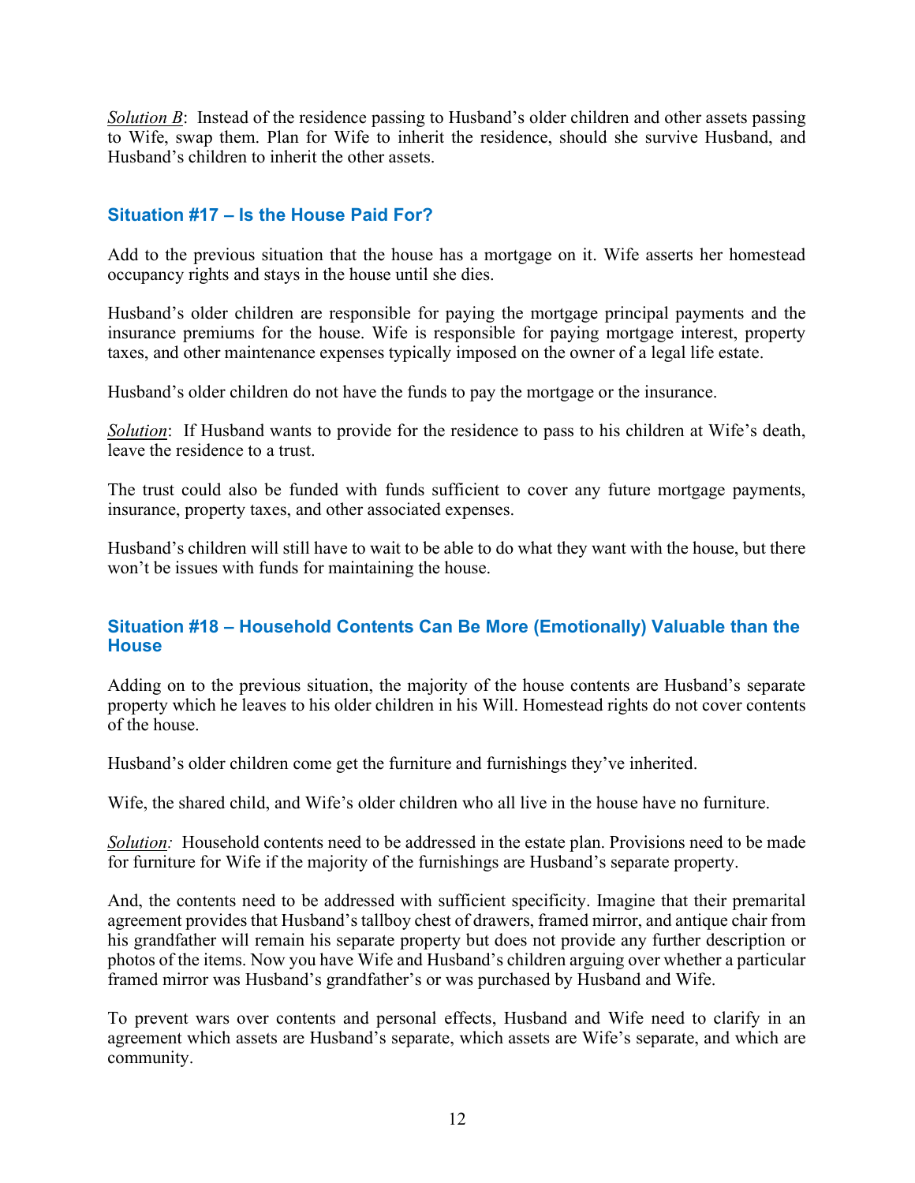*Solution B*: Instead of the residence passing to Husband's older children and other assets passing to Wife, swap them. Plan for Wife to inherit the residence, should she survive Husband, and Husband's children to inherit the other assets.

### Situation #17 – Is the House Paid For?

Add to the previous situation that the house has a mortgage on it. Wife asserts her homestead occupancy rights and stays in the house until she dies.

Husband's older children are responsible for paying the mortgage principal payments and the insurance premiums for the house. Wife is responsible for paying mortgage interest, property taxes, and other maintenance expenses typically imposed on the owner of a legal life estate.

Husband's older children do not have the funds to pay the mortgage or the insurance.

*Solution*: If Husband wants to provide for the residence to pass to his children at Wife's death, leave the residence to a trust.

The trust could also be funded with funds sufficient to cover any future mortgage payments, insurance, property taxes, and other associated expenses.

Husband's children will still have to wait to be able to do what they want with the house, but there won't be issues with funds for maintaining the house.

### Situation #18 – Household Contents Can Be More (Emotionally) Valuable than the House

Adding on to the previous situation, the majority of the house contents are Husband's separate property which he leaves to his older children in his Will. Homestead rights do not cover contents of the house.

Husband's older children come get the furniture and furnishings they've inherited.

Wife, the shared child, and Wife's older children who all live in the house have no furniture.

*Solution:* Household contents need to be addressed in the estate plan. Provisions need to be made for furniture for Wife if the majority of the furnishings are Husband's separate property.

And, the contents need to be addressed with sufficient specificity. Imagine that their premarital agreement provides that Husband's tallboy chest of drawers, framed mirror, and antique chair from his grandfather will remain his separate property but does not provide any further description or photos of the items. Now you have Wife and Husband's children arguing over whether a particular framed mirror was Husband's grandfather's or was purchased by Husband and Wife.

To prevent wars over contents and personal effects, Husband and Wife need to clarify in an agreement which assets are Husband's separate, which assets are Wife's separate, and which are community.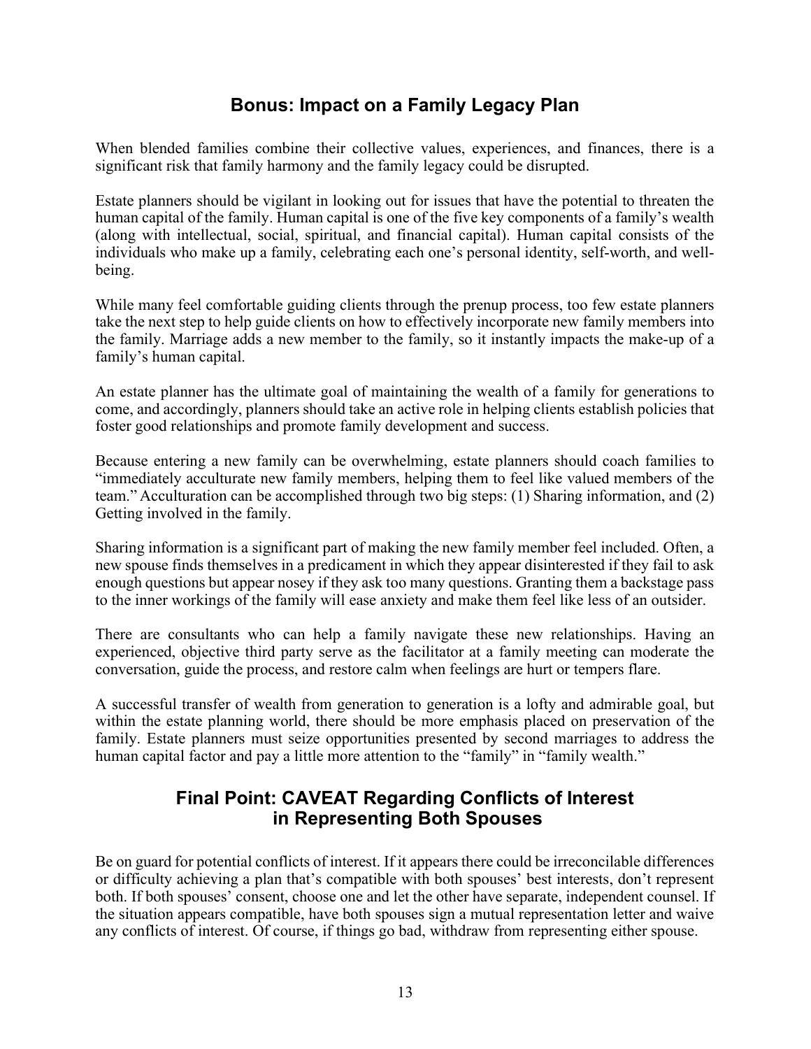## Bonus: Impact on a Family Legacy Plan

When blended families combine their collective values, experiences, and finances, there is a significant risk that family harmony and the family legacy could be disrupted.

Estate planners should be vigilant in looking out for issues that have the potential to threaten the human capital of the family. Human capital is one of the five key components of a family's wealth (along with intellectual, social, spiritual, and financial capital). Human capital consists of the individuals who make up a family, celebrating each one's personal identity, self-worth, and well-being.

While many feel comfortable guiding clients through the prenup process, too few estate planners take the next step to help guide clients on how to effectively incorporate new family members into the family. Marriage adds a new member to the family, so it instantly impacts the make-up of a family's human capital.

An estate planner has the ultimate goal of maintaining the wealth of a family for generations to come, and accordingly, planners should take an active role in helping clients establish policies that foster good relationships and promote family development and success.

Because entering a new family can be overwhelming, estate planners should coach families to "immediately acculturate new family members, helping them to feel like valued members of the team." Acculturation can be accomplished through two big steps: (1) Sharing information, and (2) Getting involved in the family.

Sharing information is a significant part of making the new family member feel included. Often, a new spouse finds themselves in a predicament in which they appear disinterested if they fail to ask enough questions but appear nosey if they ask too many questions. Granting them a backstage pass to the inner workings of the family will ease anxiety and make them feel like less of an outsider.

There are consultants who can help a family navigate these new relationships. Having an experienced, objective third party serve as the facilitator at a family meeting can moderate the conversation, guide the process, and restore calm when feelings are hurt or tempers flare.

A successful transfer of wealth from generation to generation is a lofty and admirable goal, but within the estate planning world, there should be more emphasis placed on preservation of the family. Estate planners must seize opportunities presented by second marriages to address the human capital factor and pay a little more attention to the "family" in "family wealth."

## Final Point: CAVEAT Regarding Conflicts of Interest in Representing Both Spouses

Be on guard for potential conflicts of interest. If it appears there could be irreconcilable differences or difficulty achieving a plan that's compatible with both spouses' best interests, don't represent both. If both spouses' consent, choose one and let the other have separate, independent counsel. If the situation appears compatible, have both spouses sign a mutual representation letter and waive any conflicts of interest. Of course, if things go bad, withdraw from representing either spouse.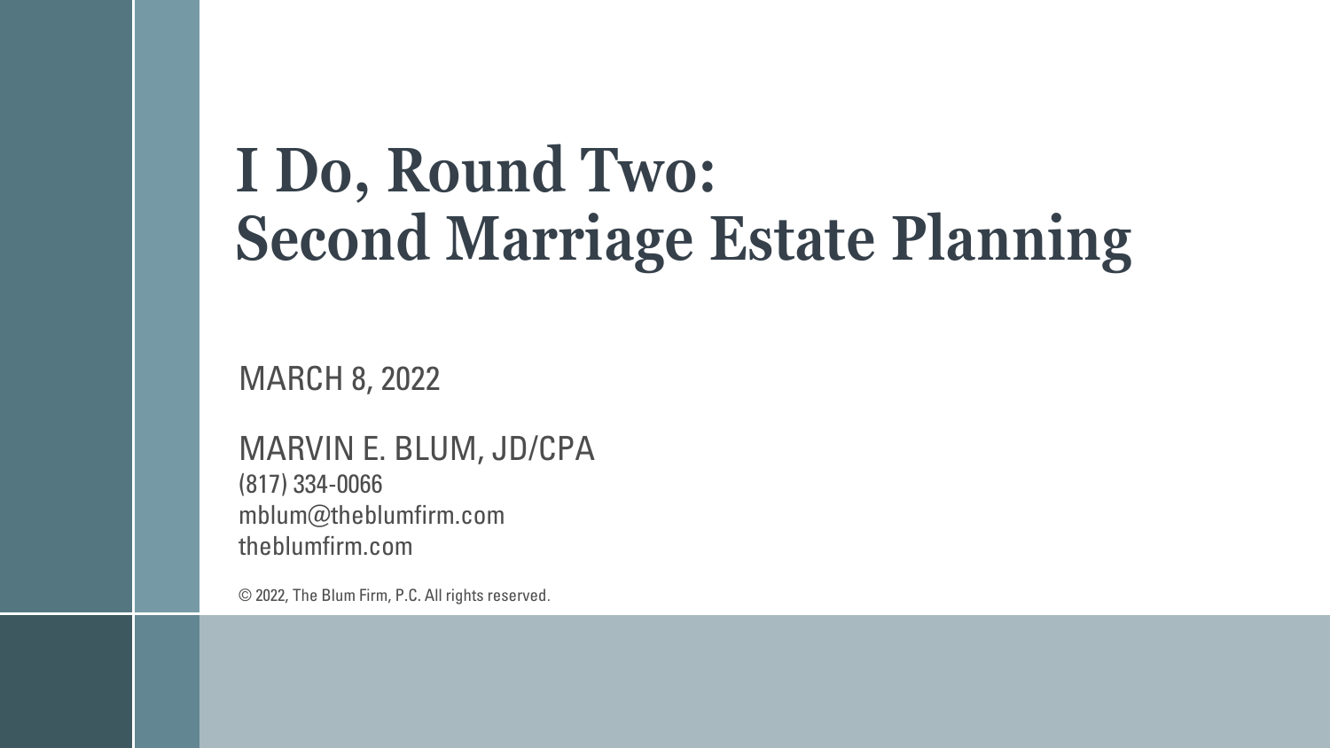# I Do, Round Two: Second Marriage Estate Planning

MARCH 8, 2022

MARVIN E. BLUM, JD/CPA
(817) 334-0066
mblum@theblumfirm.com
theblumfirm.com

© 2022, The Blum Firm, P.C. All rights reserved.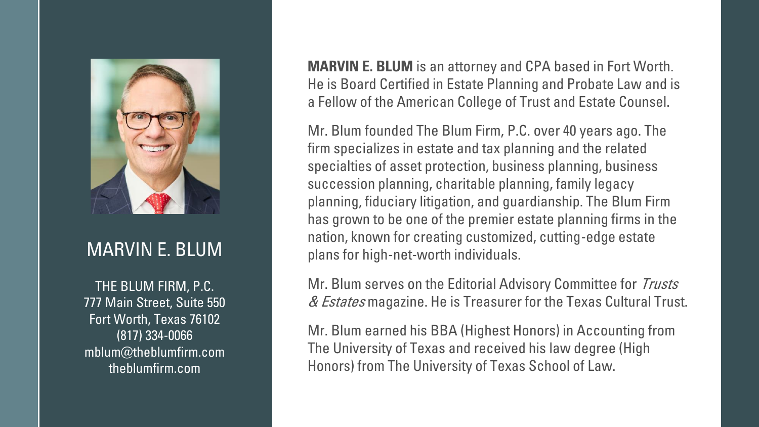## MARVIN E. BLUM

THE BLUM FIRM, P.C.
777 Main Street, Suite 550
Fort Worth, Texas 76102
(817) 334-0066
mblum@theblumfirm.com
theblumfirm.com

**MARVIN E. BLUM** is an attorney and CPA based in Fort Worth. He is Board Certified in Estate Planning and Probate Law and is a Fellow of the American College of Trust and Estate Counsel.

Mr. Blum founded The Blum Firm, P.C. over 40 years ago. The firm specializes in estate and tax planning and the related specialties of asset protection, business planning, business succession planning, charitable planning, family legacy planning, fiduciary litigation, and guardianship. The Blum Firm has grown to be one of the premier estate planning firms in the nation, known for creating customized, cutting-edge estate plans for high-net-worth individuals.

Mr. Blum serves on the Editorial Advisory Committee for *Trusts & Estates* magazine. He is Treasurer for the Texas Cultural Trust.

Mr. Blum earned his BBA (Highest Honors) in Accounting from The University of Texas and received his law degree (High Honors) from The University of Texas School of Law.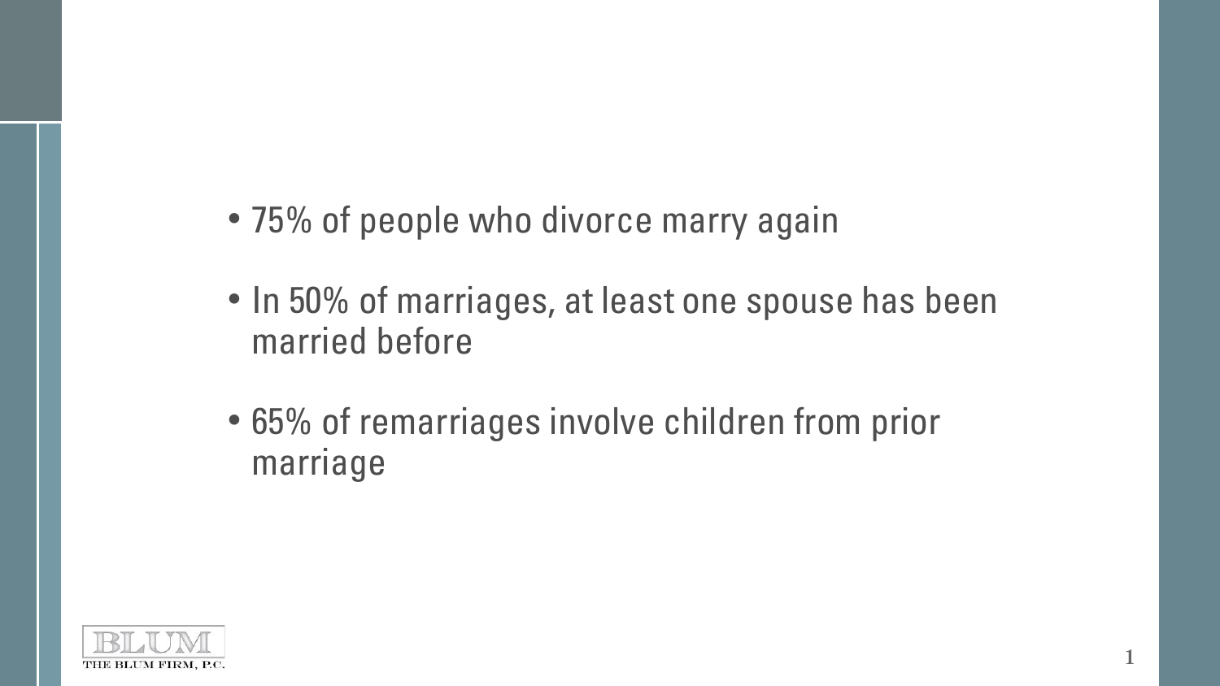- 75% of people who divorce marry again
- In 50% of marriages, at least one spouse has been married before
- 65% of remarriages involve children from prior marriage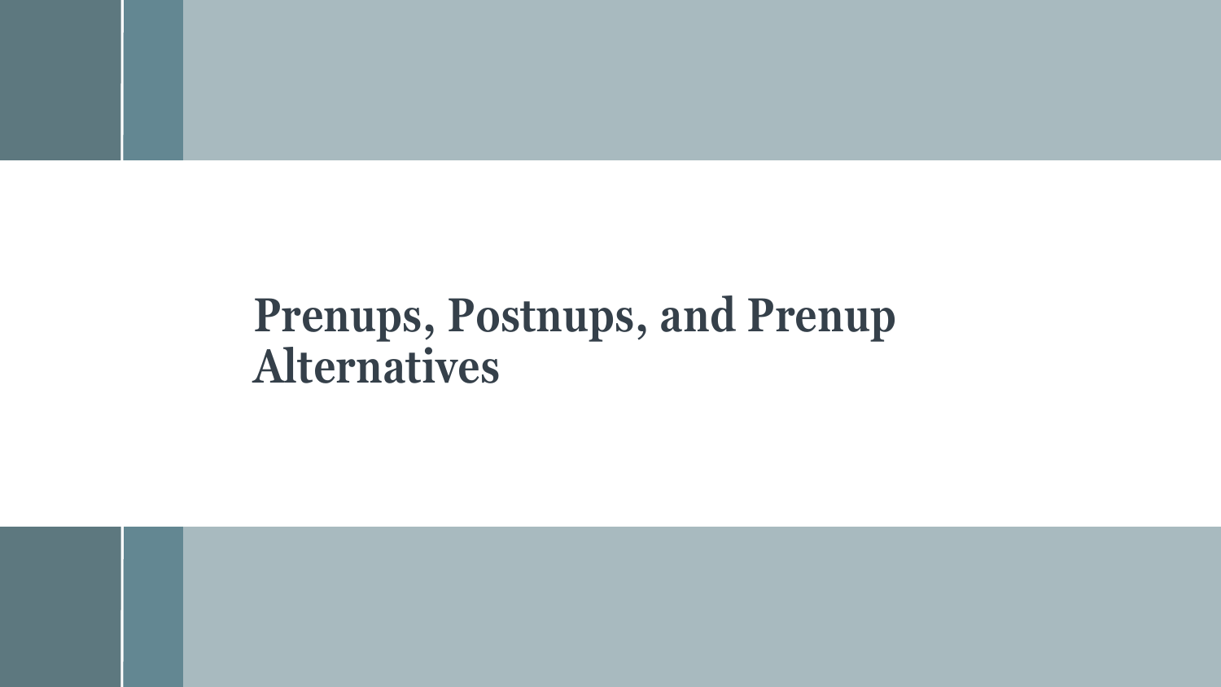# Prenups, Postnups, and Prenup Alternatives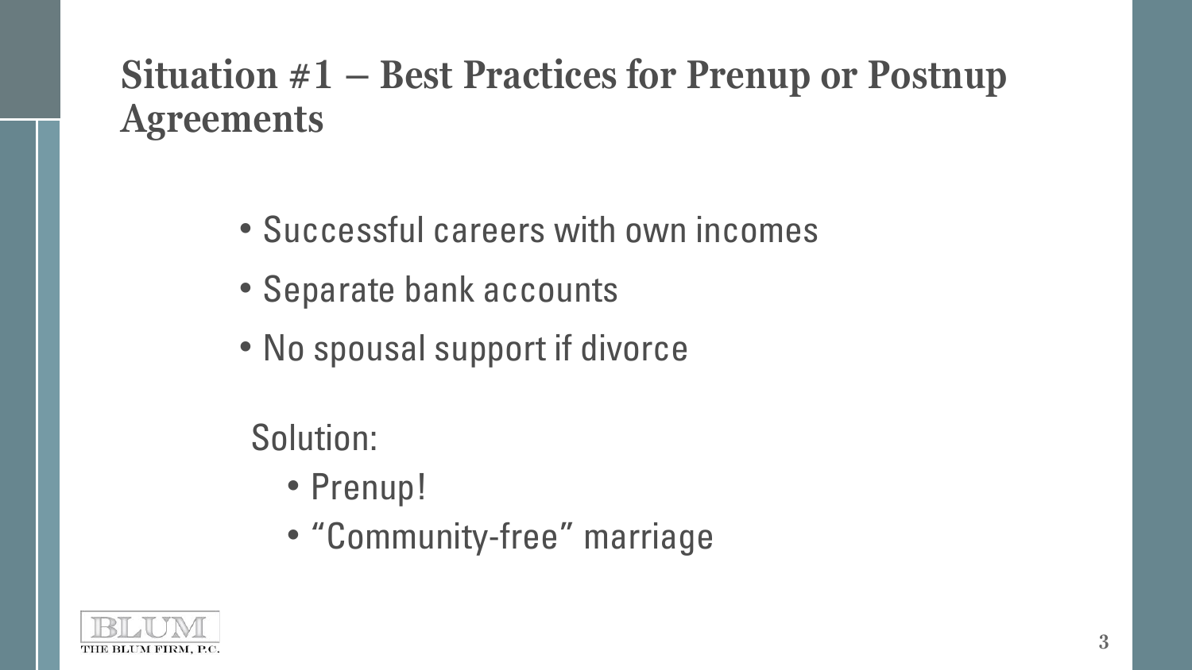## Situation #1 – Best Practices for Prenup or Postnup Agreements

- Successful careers with own incomes
- Separate bank accounts
- No spousal support if divorce

Solution:

- Prenup!
- "Community-free" marriage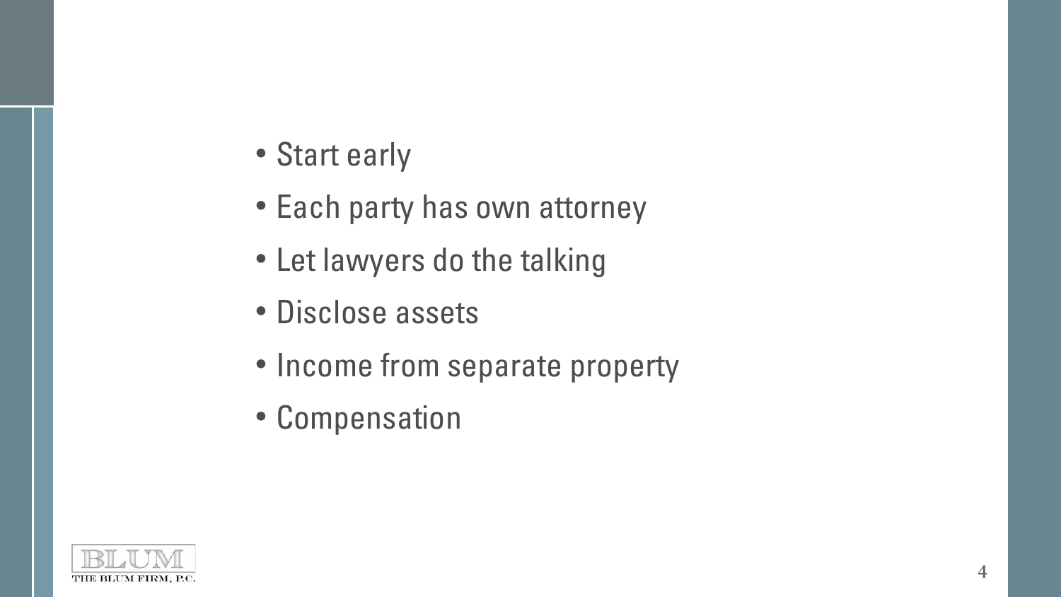- Start early
- Each party has own attorney
- Let lawyers do the talking
- Disclose assets
- Income from separate property
- Compensation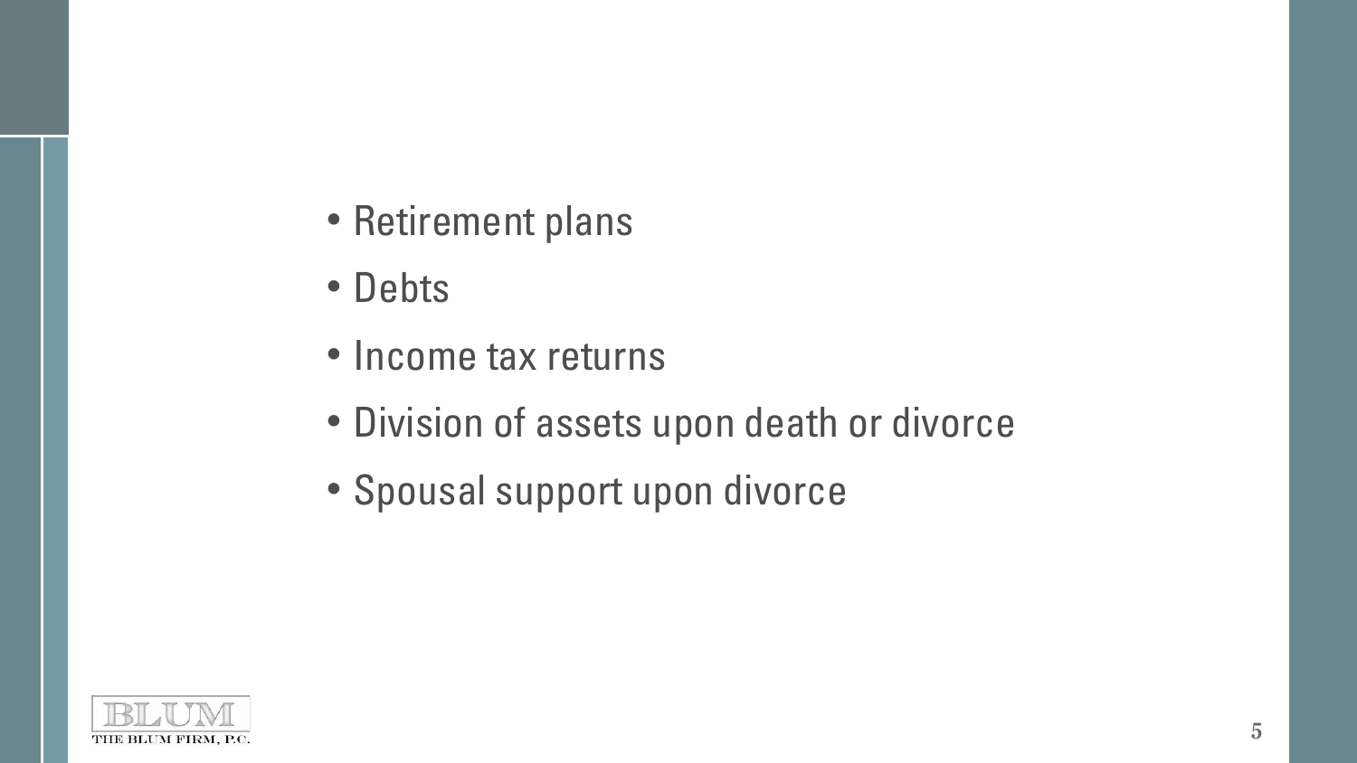- Retirement plans
- Debts
- Income tax returns
- Division of assets upon death or divorce
- Spousal support upon divorce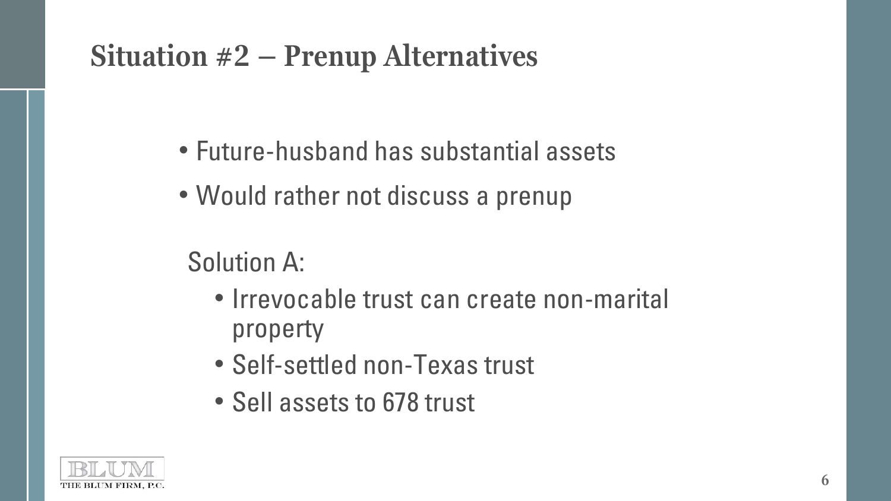# Situation #2 – Prenup Alternatives

- Future-husband has substantial assets
- Would rather not discuss a prenup

Solution A:

- Irrevocable trust can create non-marital property
- Self-settled non-Texas trust
- Sell assets to 678 trust

BLUM
THE BLUM FIRM, P.C.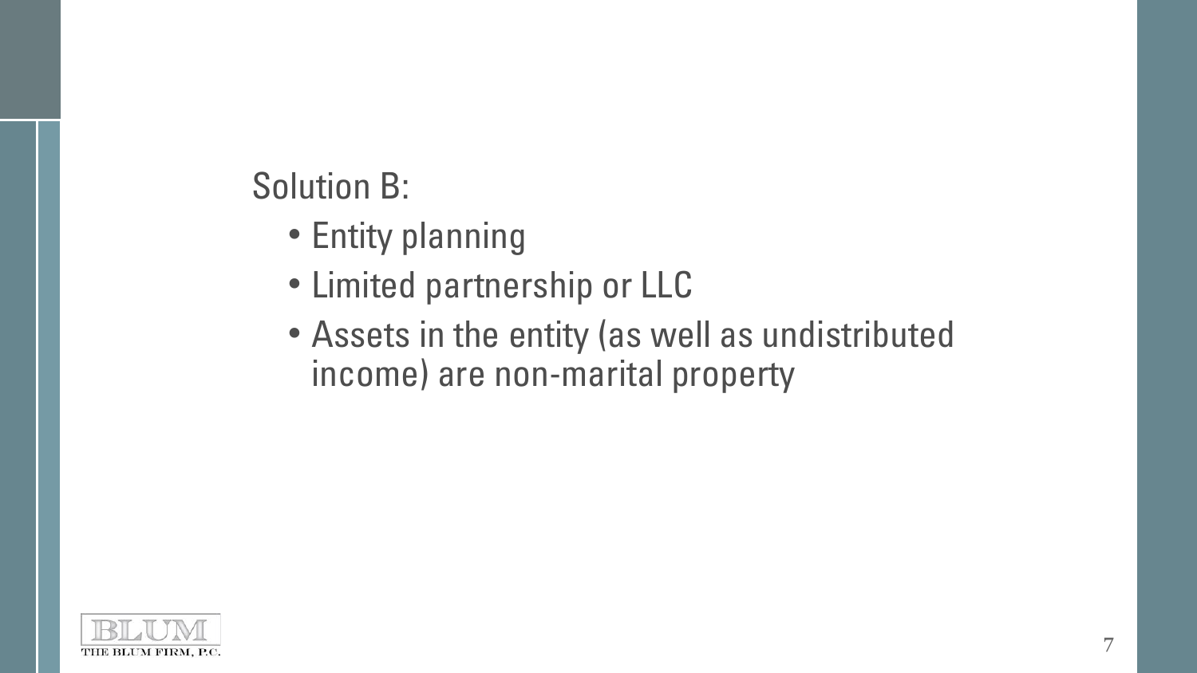Solution B:

- Entity planning
- Limited partnership or LLC
- Assets in the entity (as well as undistributed income) are non-marital property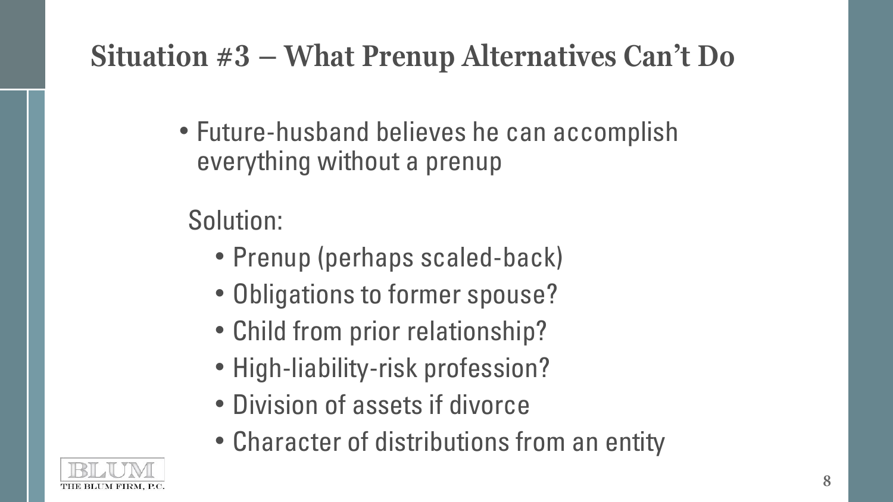## Situation #3 – What Prenup Alternatives Can't Do

- Future-husband believes he can accomplish everything without a prenup

Solution:

- Prenup (perhaps scaled-back)
- Obligations to former spouse?
- Child from prior relationship?
- High-liability-risk profession?
- Division of assets if divorce
- Character of distributions from an entity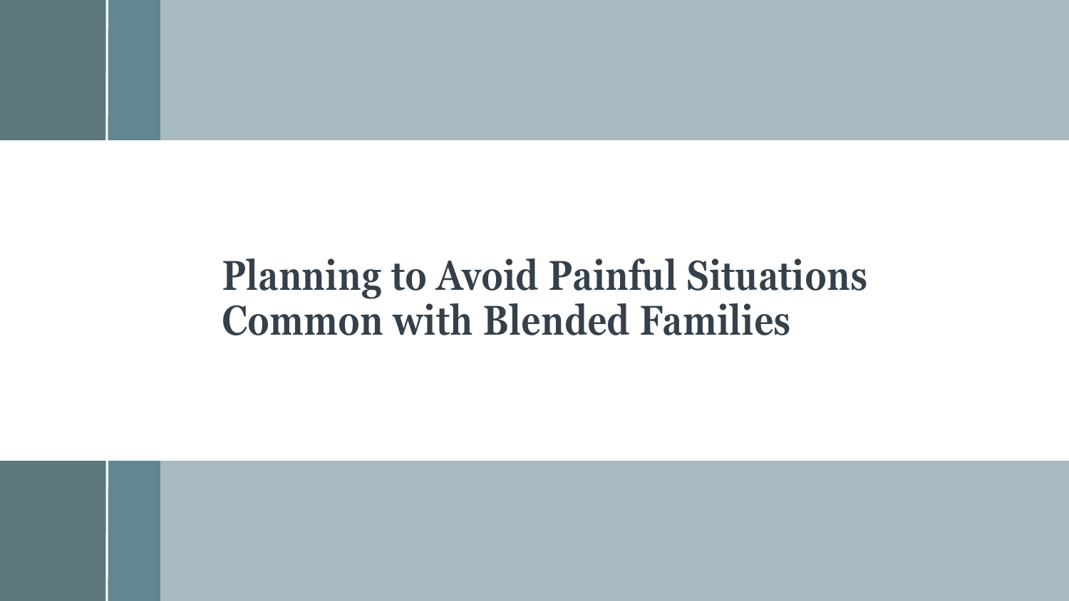# Planning to Avoid Painful Situations Common with Blended Families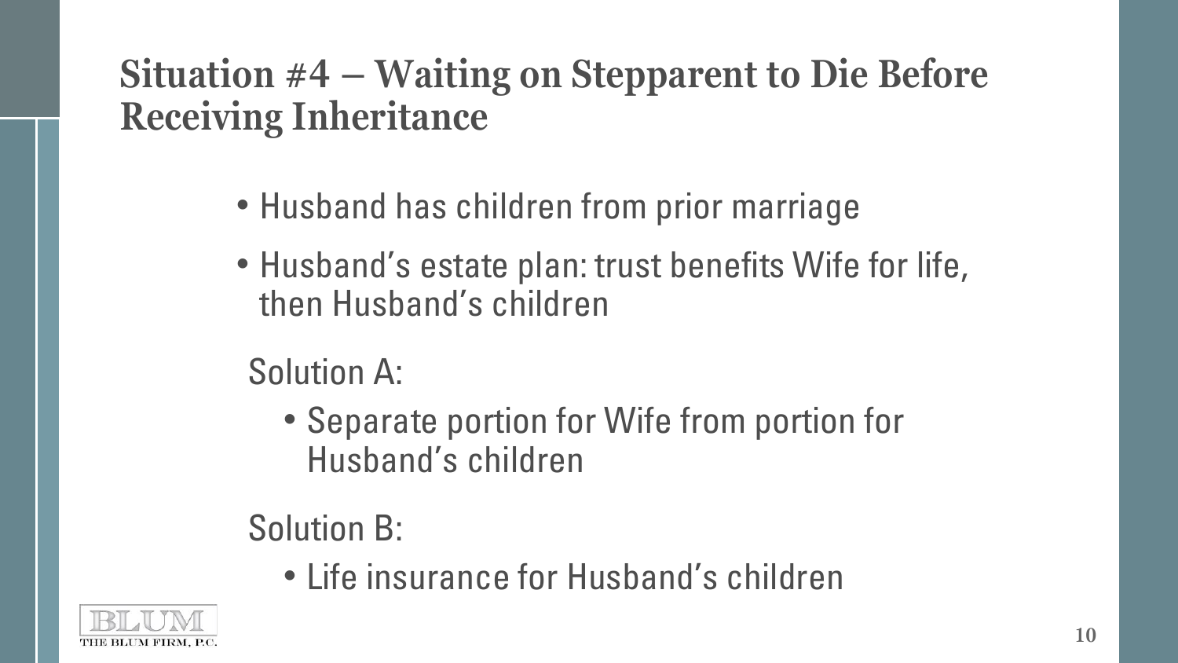## Situation #4 – Waiting on Stepparent to Die Before Receiving Inheritance

- Husband has children from prior marriage
- Husband's estate plan: trust benefits Wife for life, then Husband's children

Solution A:

- Separate portion for Wife from portion for Husband's children

Solution B:

- Life insurance for Husband's children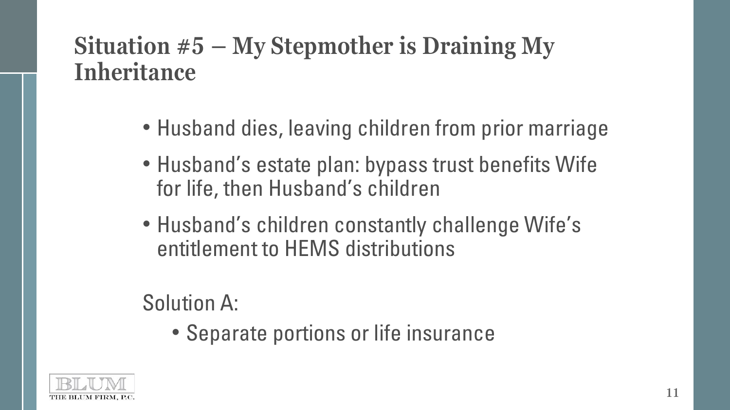## Situation #5 – My Stepmother is Draining My Inheritance

- Husband dies, leaving children from prior marriage
- Husband's estate plan: bypass trust benefits Wife for life, then Husband's children
- Husband's children constantly challenge Wife's entitlement to HEMS distributions

Solution A:

- Separate portions or life insurance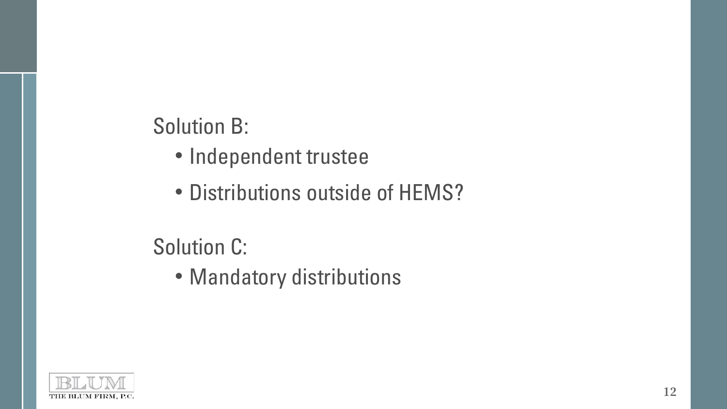Solution B:

- Independent trustee
- Distributions outside of HEMS?

Solution C:

- Mandatory distributions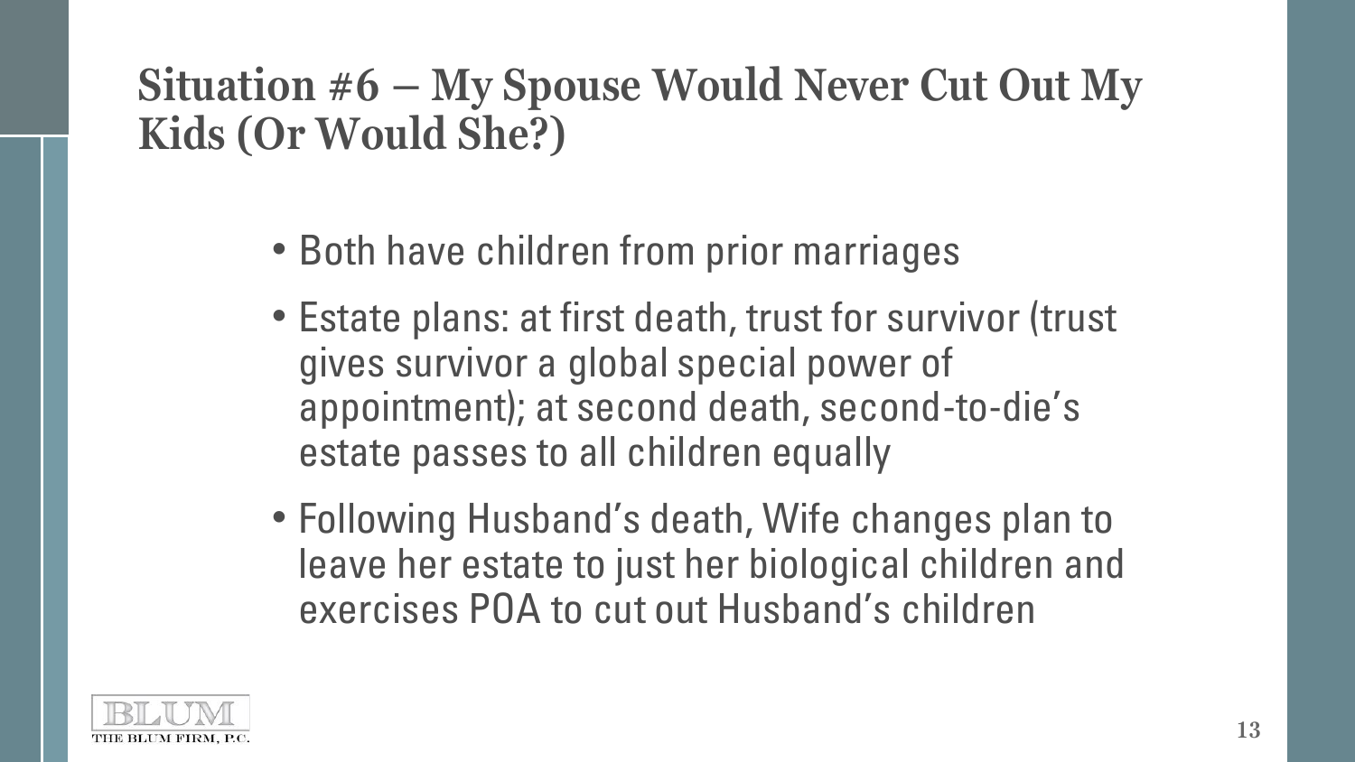## Situation #6 – My Spouse Would Never Cut Out My Kids (Or Would She?)

- Both have children from prior marriages
- Estate plans: at first death, trust for survivor (trust gives survivor a global special power of appointment); at second death, second-to-die's estate passes to all children equally
- Following Husband's death, Wife changes plan to leave her estate to just her biological children and exercises POA to cut out Husband's children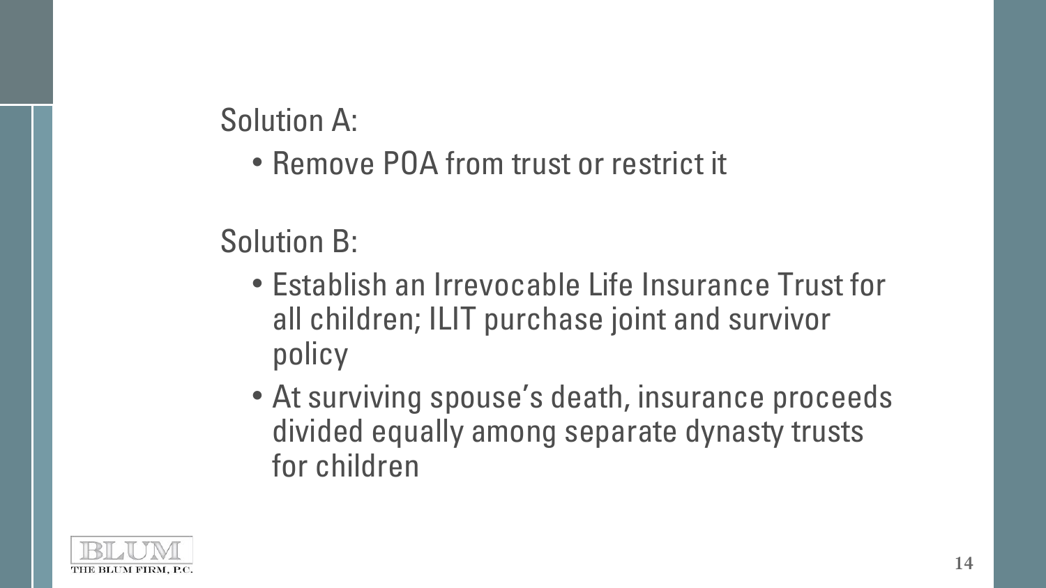Solution A:

- Remove POA from trust or restrict it

Solution B:

- Establish an Irrevocable Life Insurance Trust for all children; ILIT purchase joint and survivor policy
- At surviving spouse's death, insurance proceeds divided equally among separate dynasty trusts for children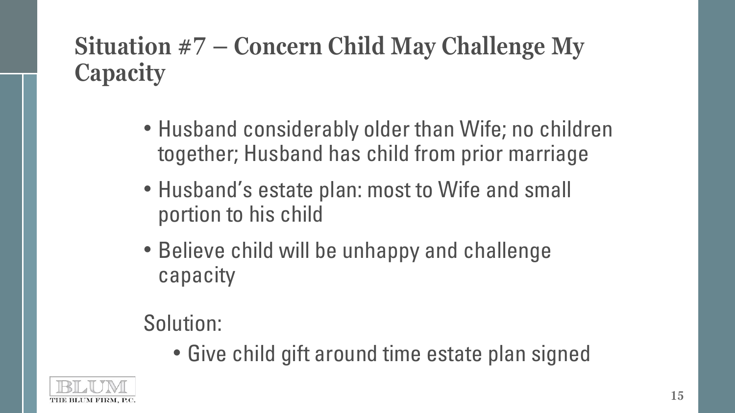# Situation #7 – Concern Child May Challenge My Capacity

- Husband considerably older than Wife; no children together; Husband has child from prior marriage
- Husband's estate plan: most to Wife and small portion to his child
- Believe child will be unhappy and challenge capacity

Solution:

- Give child gift around time estate plan signed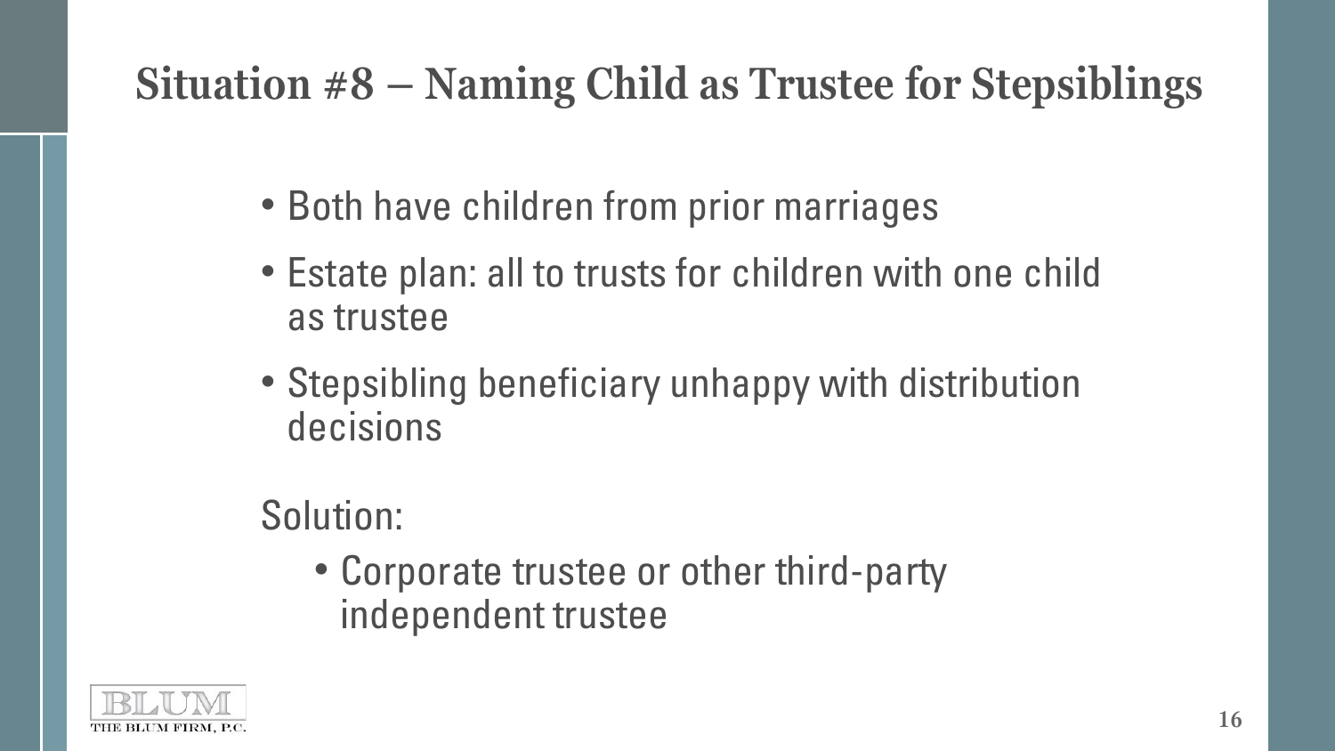# Situation #8 – Naming Child as Trustee for Stepsiblings

- Both have children from prior marriages
- Estate plan: all to trusts for children with one child as trustee
- Stepsibling beneficiary unhappy with distribution decisions

Solution:

- Corporate trustee or other third-party independent trustee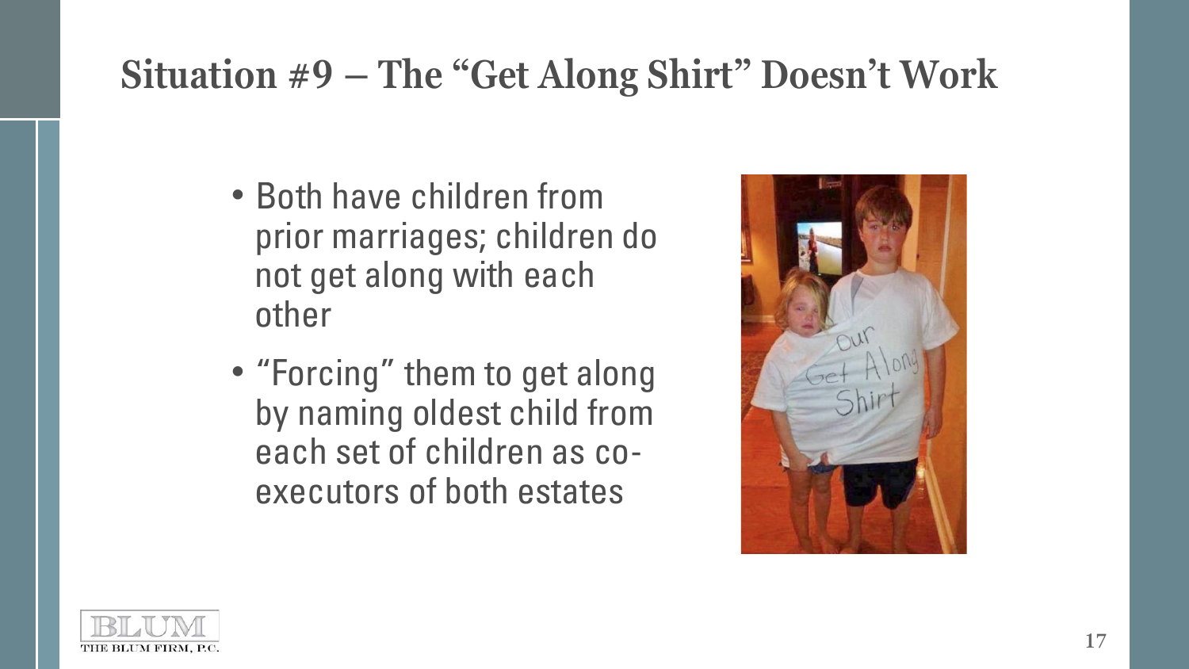## Situation #9 – The "Get Along Shirt" Doesn't Work

- Both have children from prior marriages; children do not get along with each other
- "Forcing" them to get along by naming oldest child from each set of children as co-executors of both estates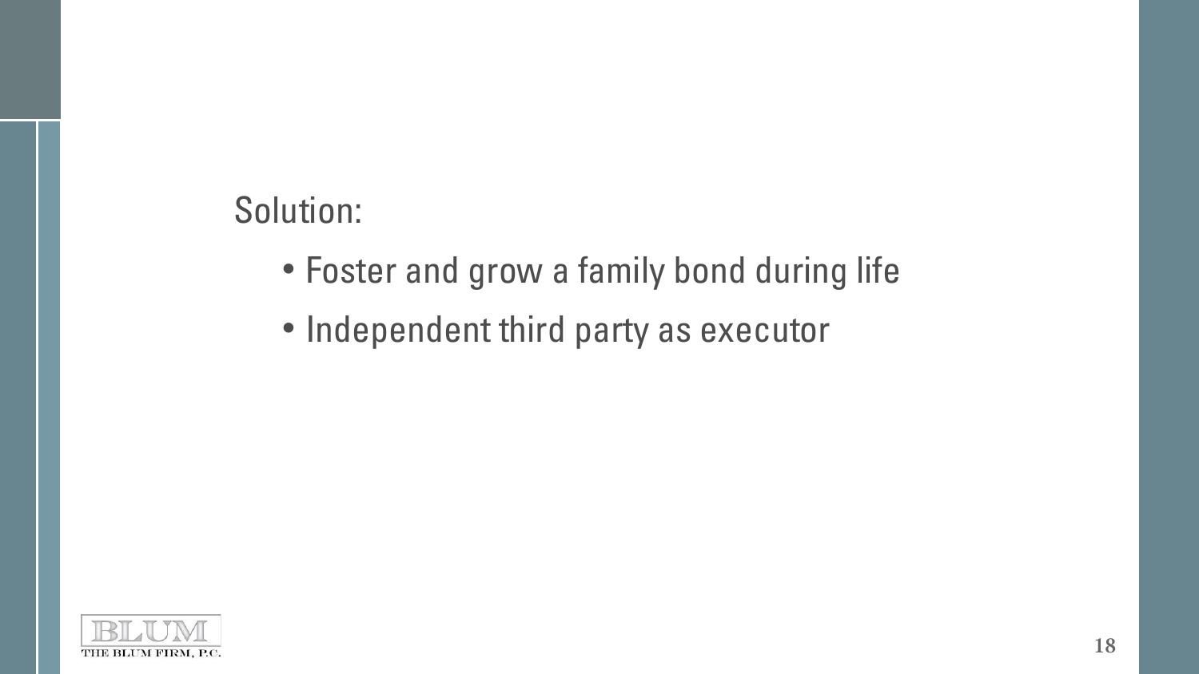Solution:

- Foster and grow a family bond during life
- Independent third party as executor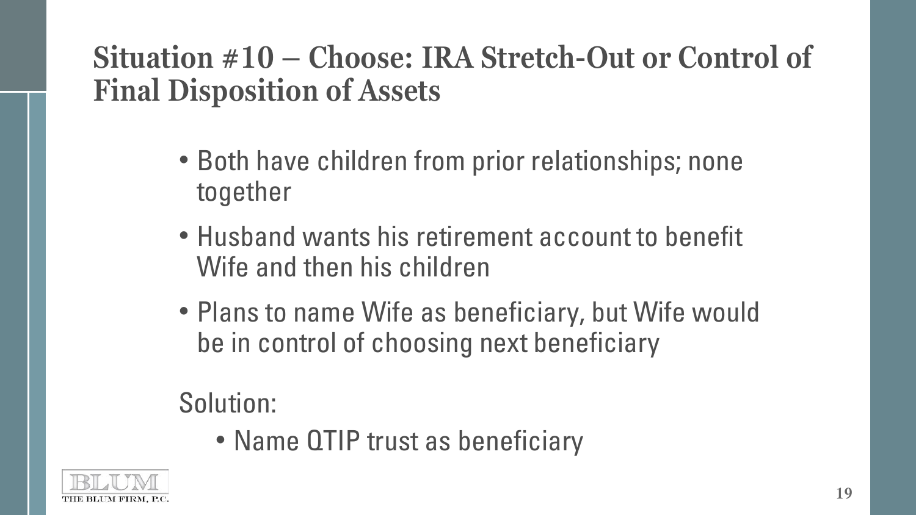# Situation #10 – Choose: IRA Stretch-Out or Control of Final Disposition of Assets

- Both have children from prior relationships; none together
- Husband wants his retirement account to benefit Wife and then his children
- Plans to name Wife as beneficiary, but Wife would be in control of choosing next beneficiary

Solution:

- Name QTIP trust as beneficiary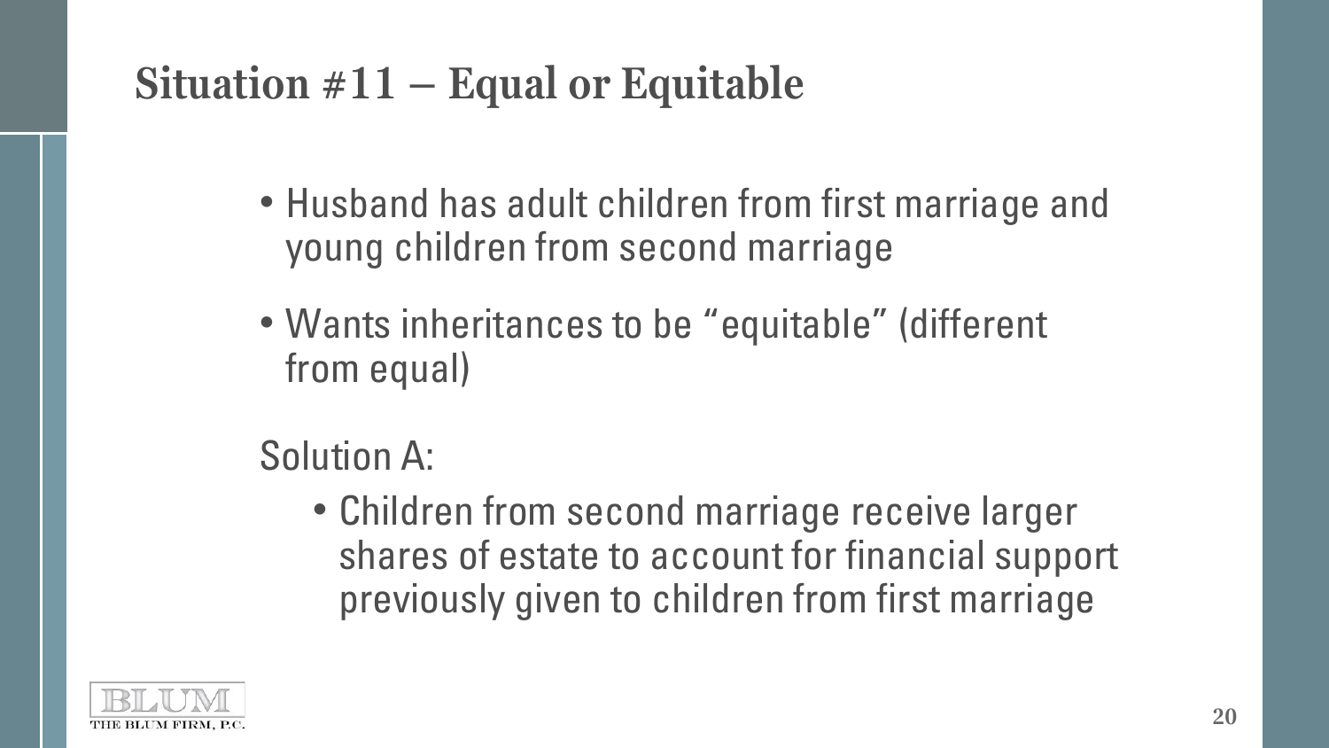## Situation #11 – Equal or Equitable

- Husband has adult children from first marriage and young children from second marriage
- Wants inheritances to be "equitable" (different from equal)

Solution A:

- Children from second marriage receive larger shares of estate to account for financial support previously given to children from first marriage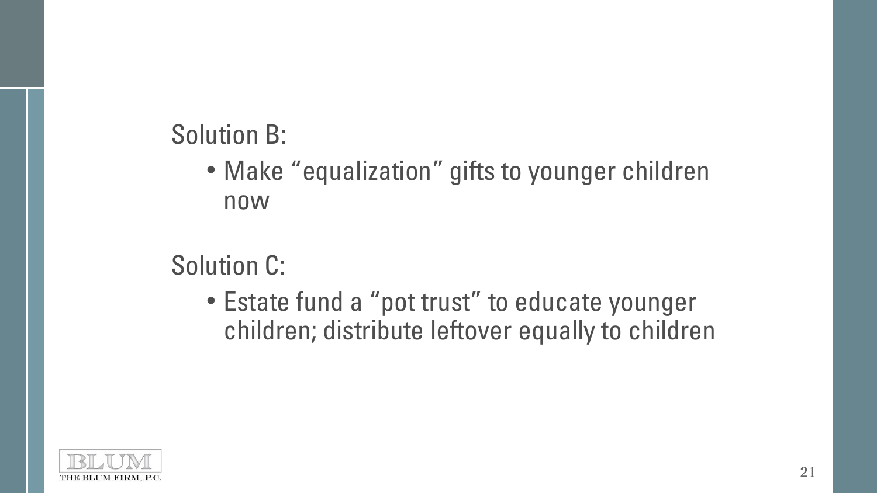Solution B:

- Make “equalization” gifts to younger children now

Solution C:

- Estate fund a “pot trust” to educate younger children; distribute leftover equally to children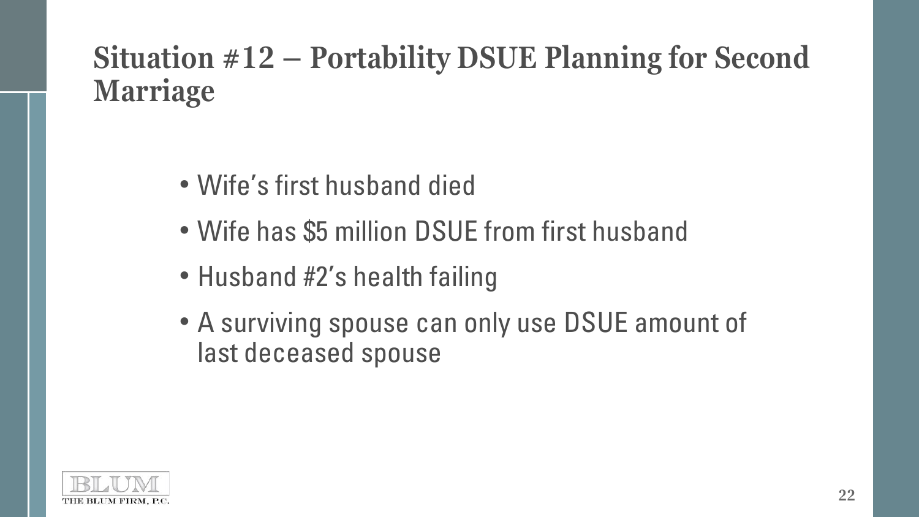# Situation #12 – Portability DSUE Planning for Second Marriage

- Wife's first husband died
- Wife has $5 million DSUE from first husband
- Husband #2's health failing
- A surviving spouse can only use DSUE amount of last deceased spouse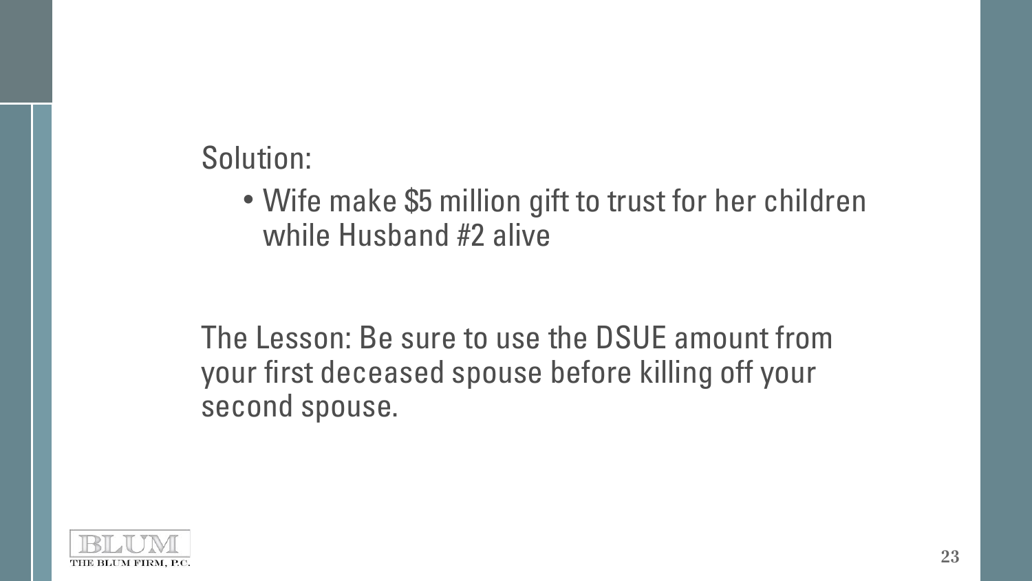Solution:

- Wife make $5 million gift to trust for her children while Husband #2 alive

The Lesson: Be sure to use the DSUE amount from your first deceased spouse before killing off your second spouse.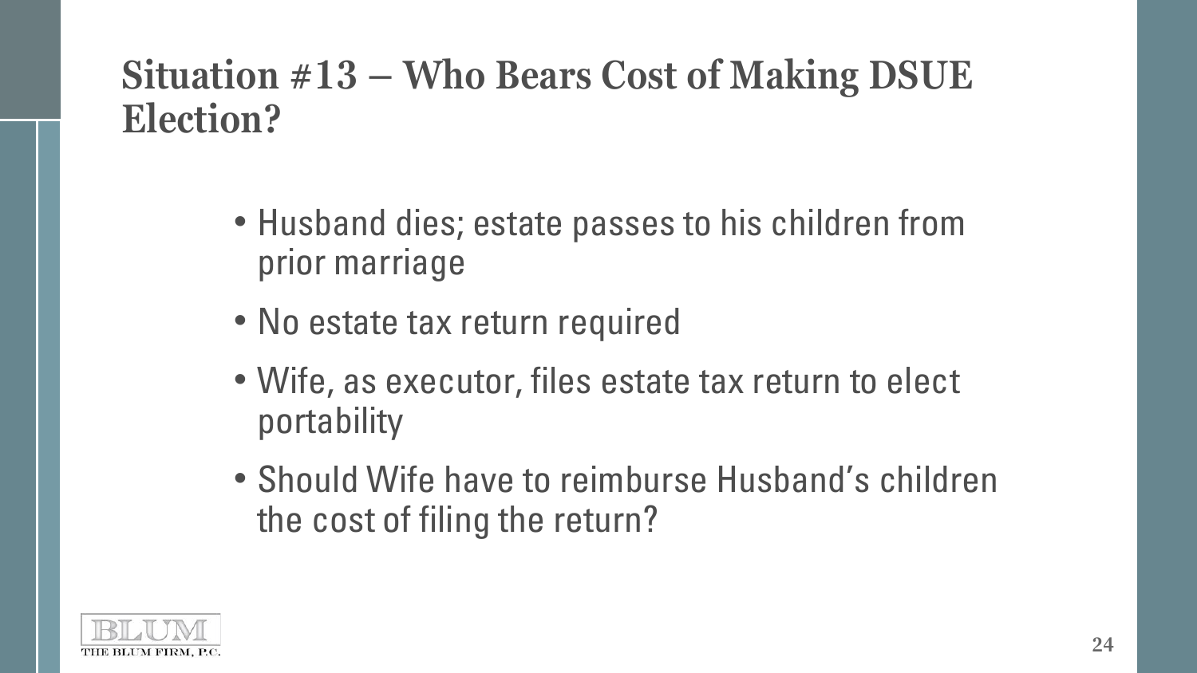# Situation #13 – Who Bears Cost of Making DSUE Election?

- Husband dies; estate passes to his children from prior marriage
- No estate tax return required
- Wife, as executor, files estate tax return to elect portability
- Should Wife have to reimburse Husband's children the cost of filing the return?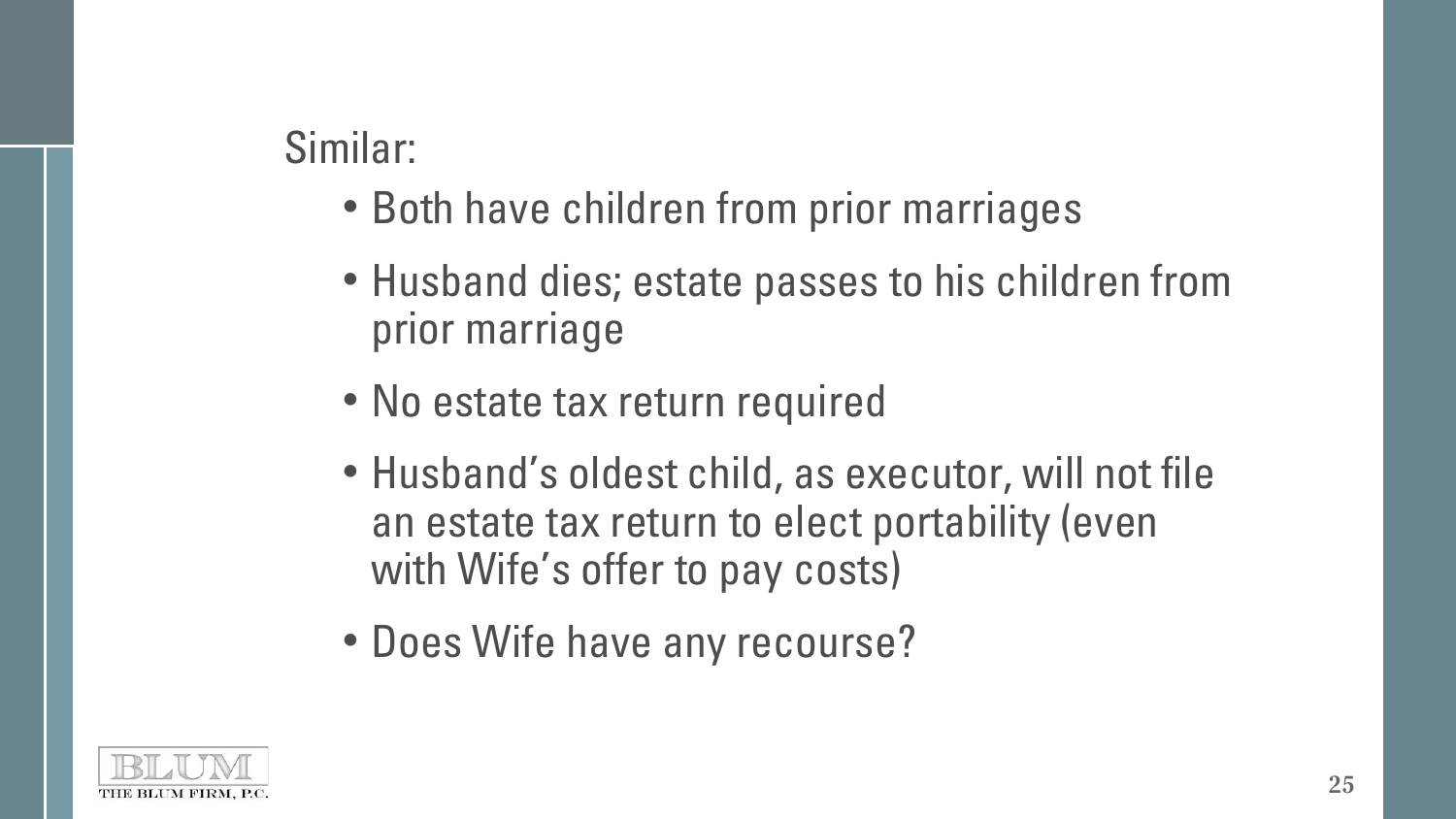Similar:

- Both have children from prior marriages
- Husband dies; estate passes to his children from prior marriage
- No estate tax return required
- Husband's oldest child, as executor, will not file an estate tax return to elect portability (even with Wife's offer to pay costs)
- Does Wife have any recourse?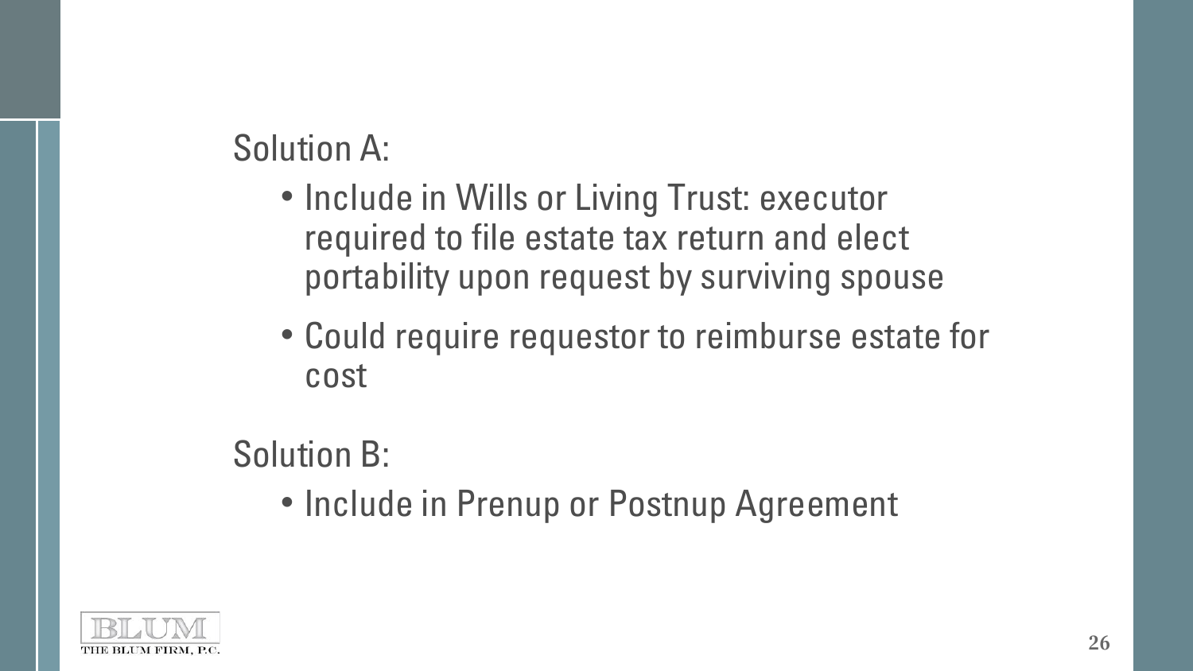Solution A:

- Include in Wills or Living Trust: executor required to file estate tax return and elect portability upon request by surviving spouse
- Could require requestor to reimburse estate for cost

Solution B:

- Include in Prenup or Postnup Agreement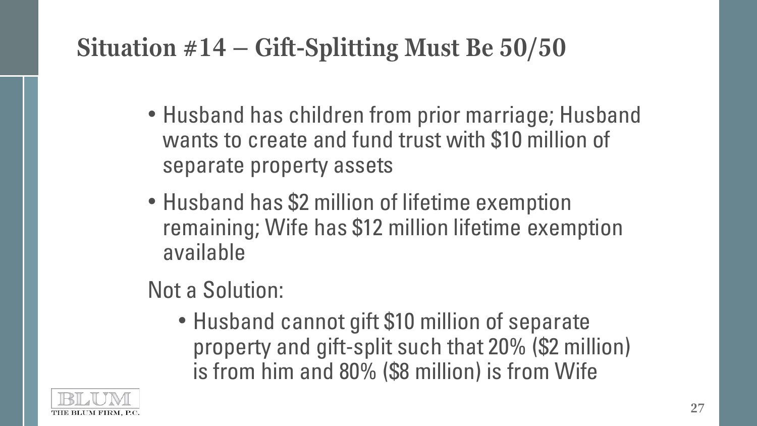# Situation #14 – Gift-Splitting Must Be 50/50

- Husband has children from prior marriage; Husband wants to create and fund trust with $10 million of separate property assets
- Husband has $2 million of lifetime exemption remaining; Wife has $12 million lifetime exemption available

Not a Solution:

- Husband cannot gift $10 million of separate property and gift-split such that 20% ($2 million) is from him and 80% ($8 million) is from Wife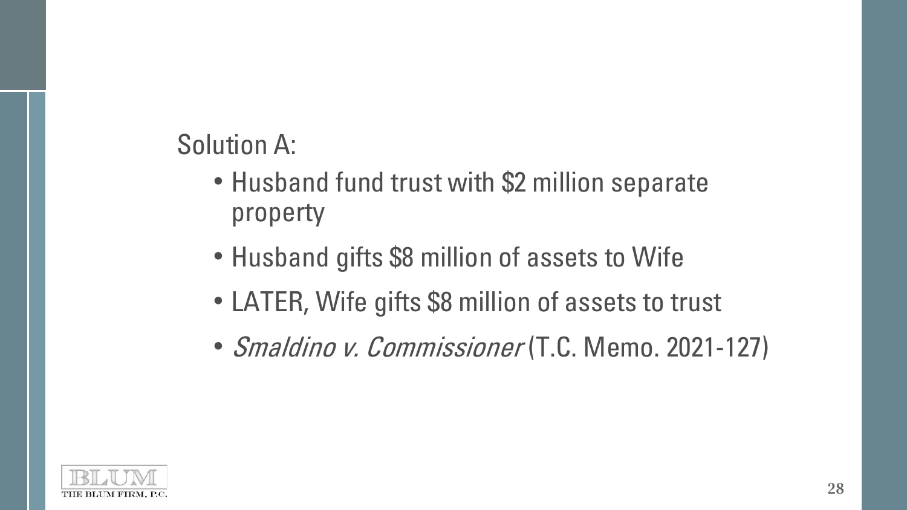Solution A:

- Husband fund trust with $2 million separate property
- Husband gifts $8 million of assets to Wife
- LATER, Wife gifts $8 million of assets to trust
- *Smaldino v. Commissioner* (T.C. Memo. 2021-127)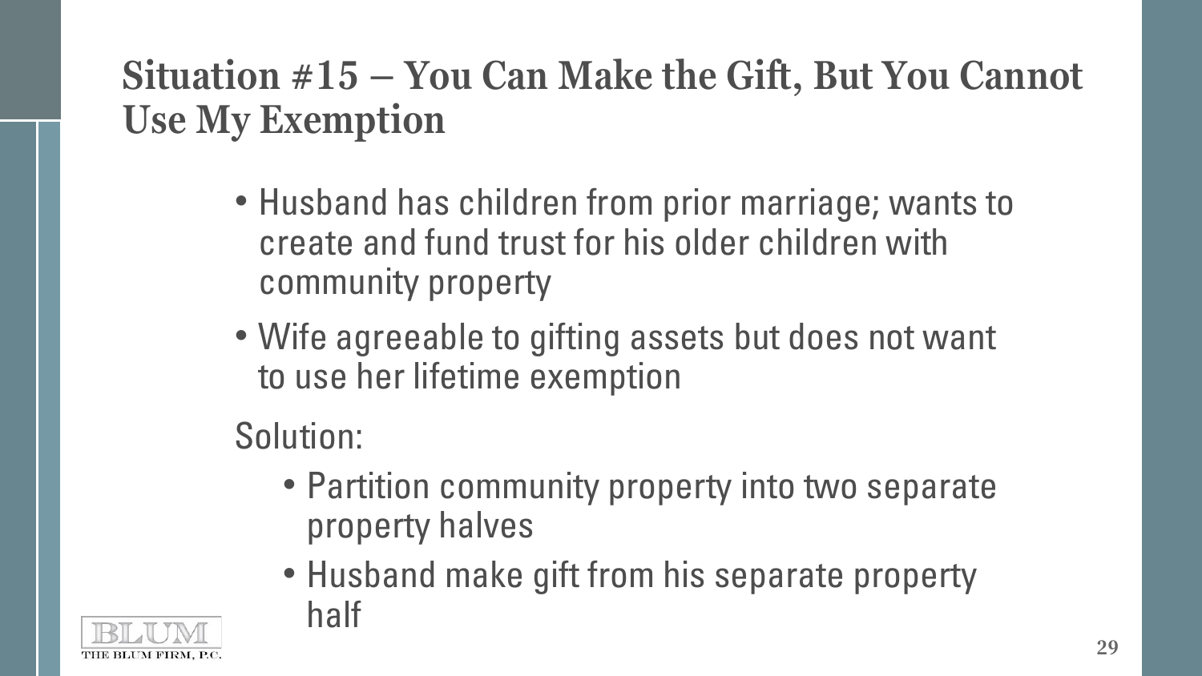## Situation #15 – You Can Make the Gift, But You Cannot Use My Exemption

- Husband has children from prior marriage; wants to create and fund trust for his older children with community property
- Wife agreeable to gifting assets but does not want to use her lifetime exemption

Solution:

- Partition community property into two separate property halves
- Husband make gift from his separate property half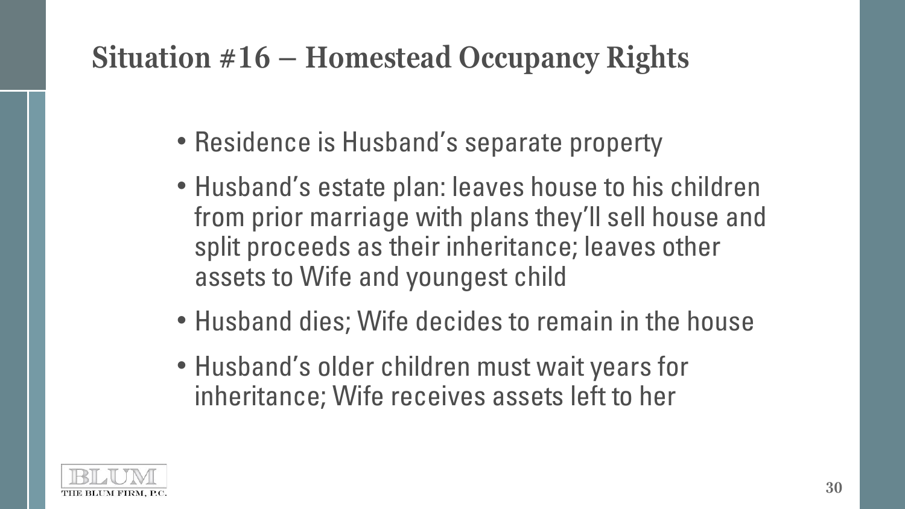## Situation #16 – Homestead Occupancy Rights

- Residence is Husband's separate property
- Husband's estate plan: leaves house to his children from prior marriage with plans they'll sell house and split proceeds as their inheritance; leaves other assets to Wife and youngest child
- Husband dies; Wife decides to remain in the house
- Husband's older children must wait years for inheritance; Wife receives assets left to her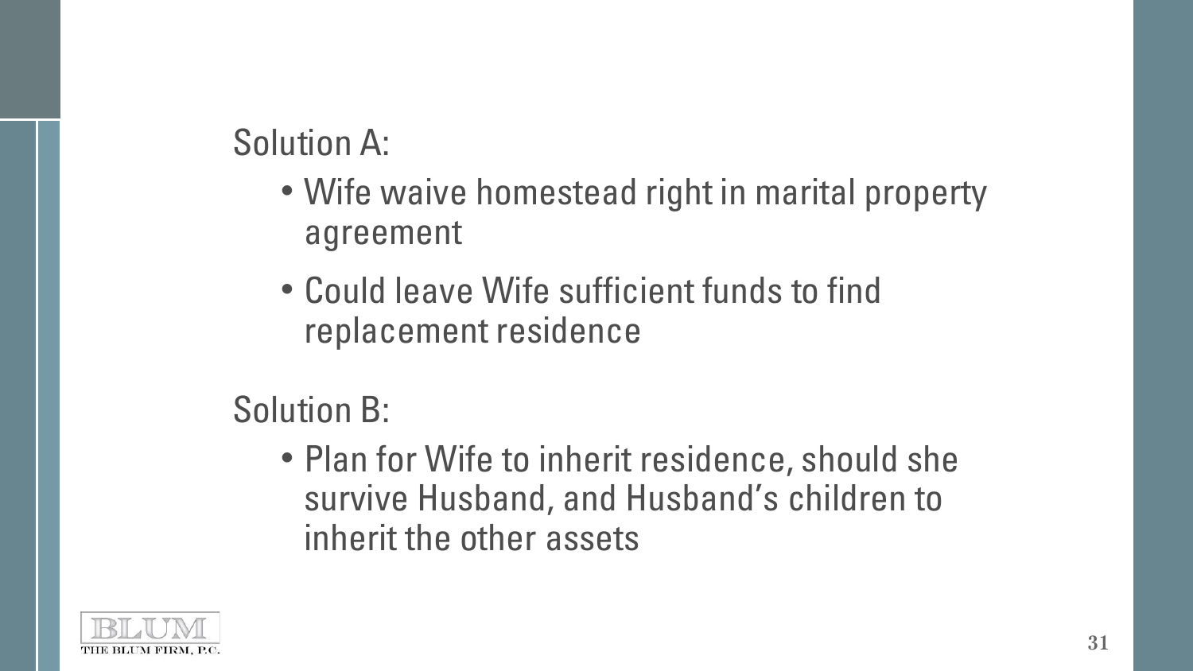Solution A:

- Wife waive homestead right in marital property agreement
- Could leave Wife sufficient funds to find replacement residence

Solution B:

- Plan for Wife to inherit residence, should she survive Husband, and Husband's children to inherit the other assets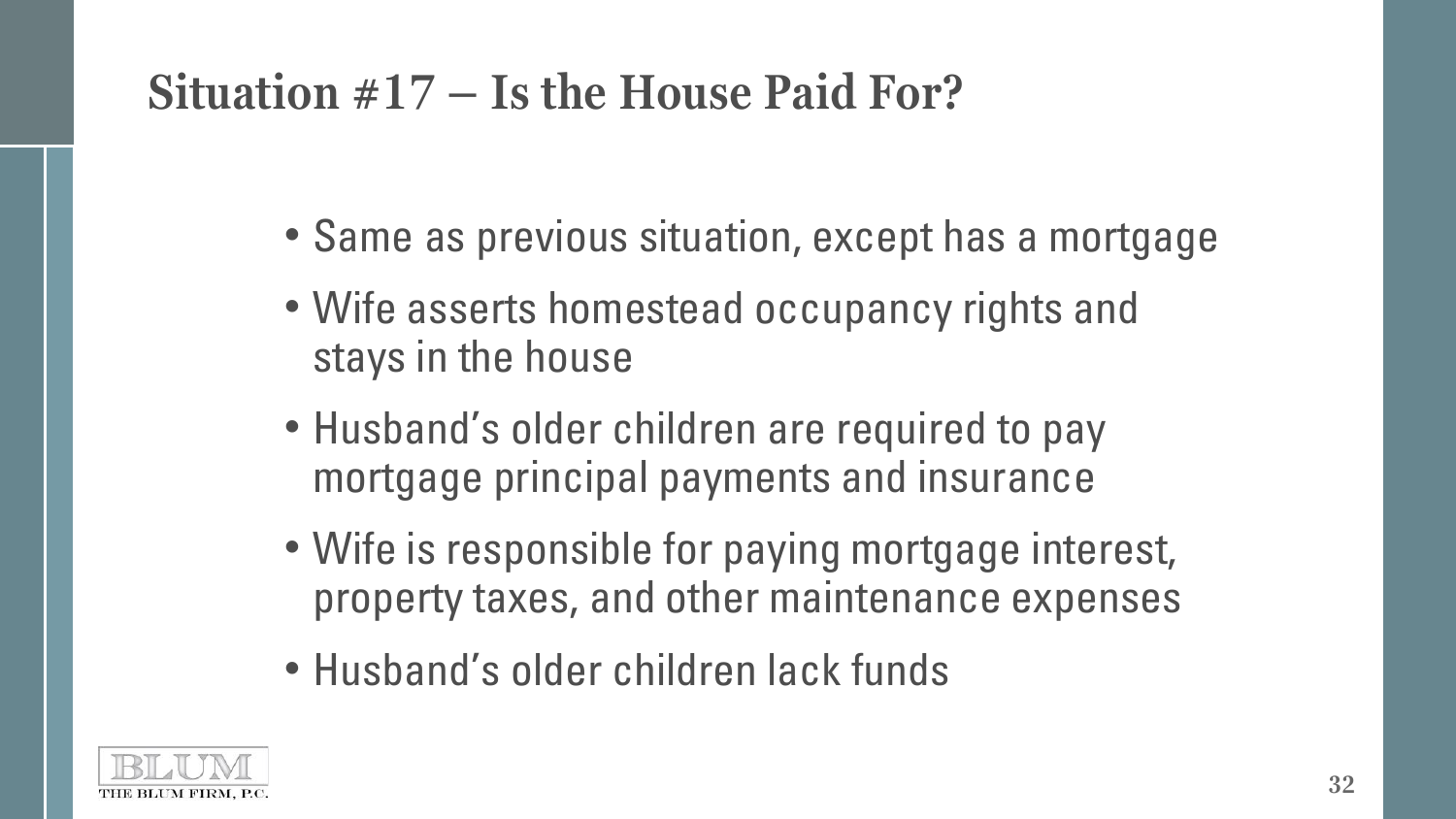# Situation #17 – Is the House Paid For?

- Same as previous situation, except has a mortgage
- Wife asserts homestead occupancy rights and stays in the house
- Husband's older children are required to pay mortgage principal payments and insurance
- Wife is responsible for paying mortgage interest, property taxes, and other maintenance expenses
- Husband's older children lack funds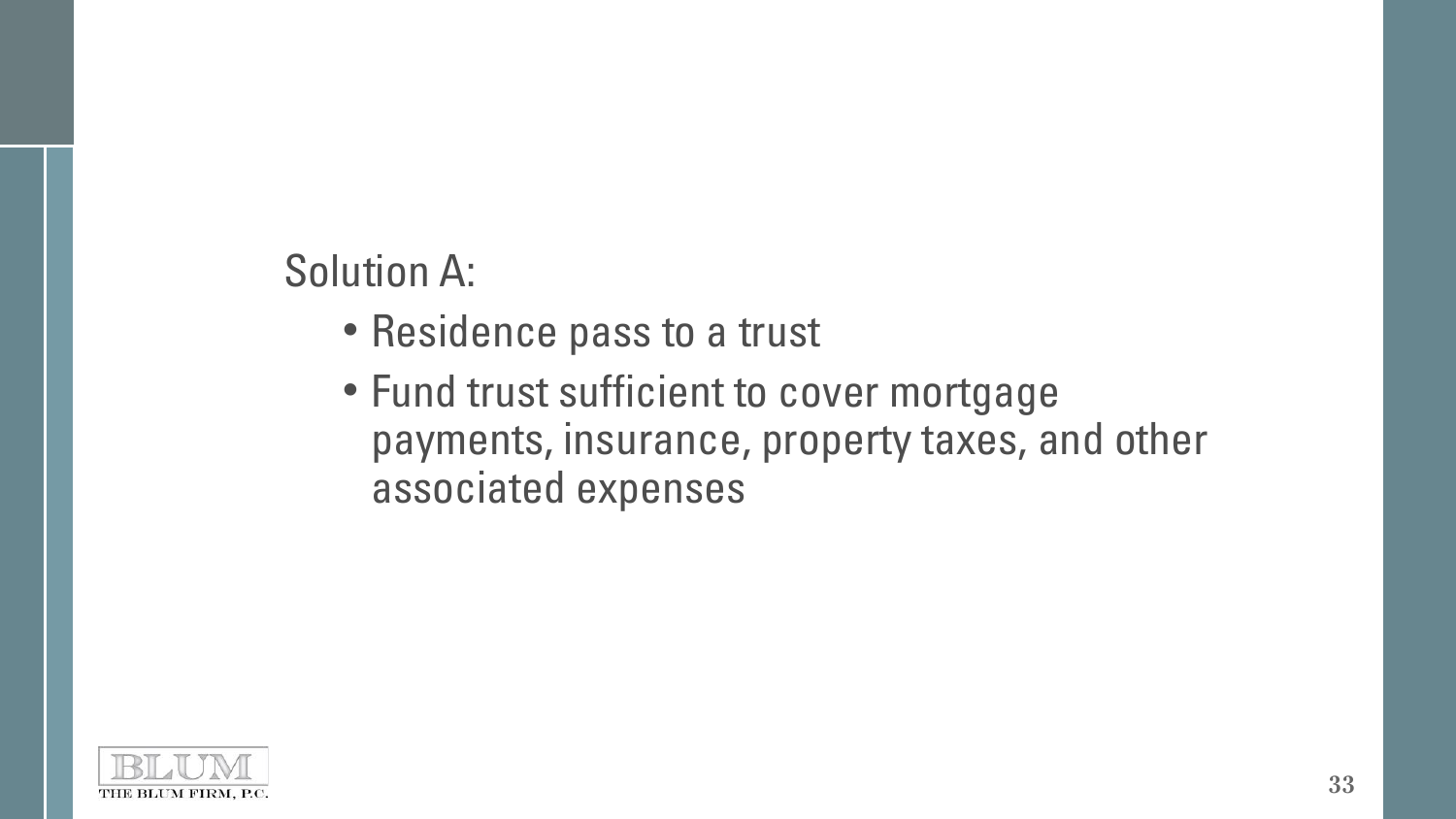Solution A:

- Residence pass to a trust
- Fund trust sufficient to cover mortgage payments, insurance, property taxes, and other associated expenses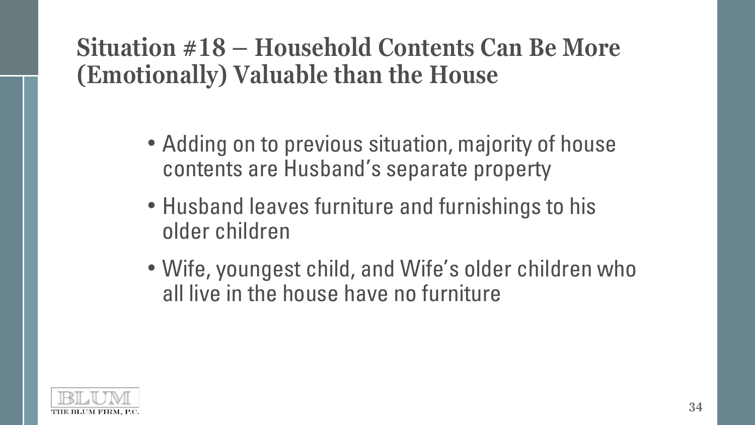## Situation #18 – Household Contents Can Be More (Emotionally) Valuable than the House

- Adding on to previous situation, majority of house contents are Husband's separate property
- Husband leaves furniture and furnishings to his older children
- Wife, youngest child, and Wife's older children who all live in the house have no furniture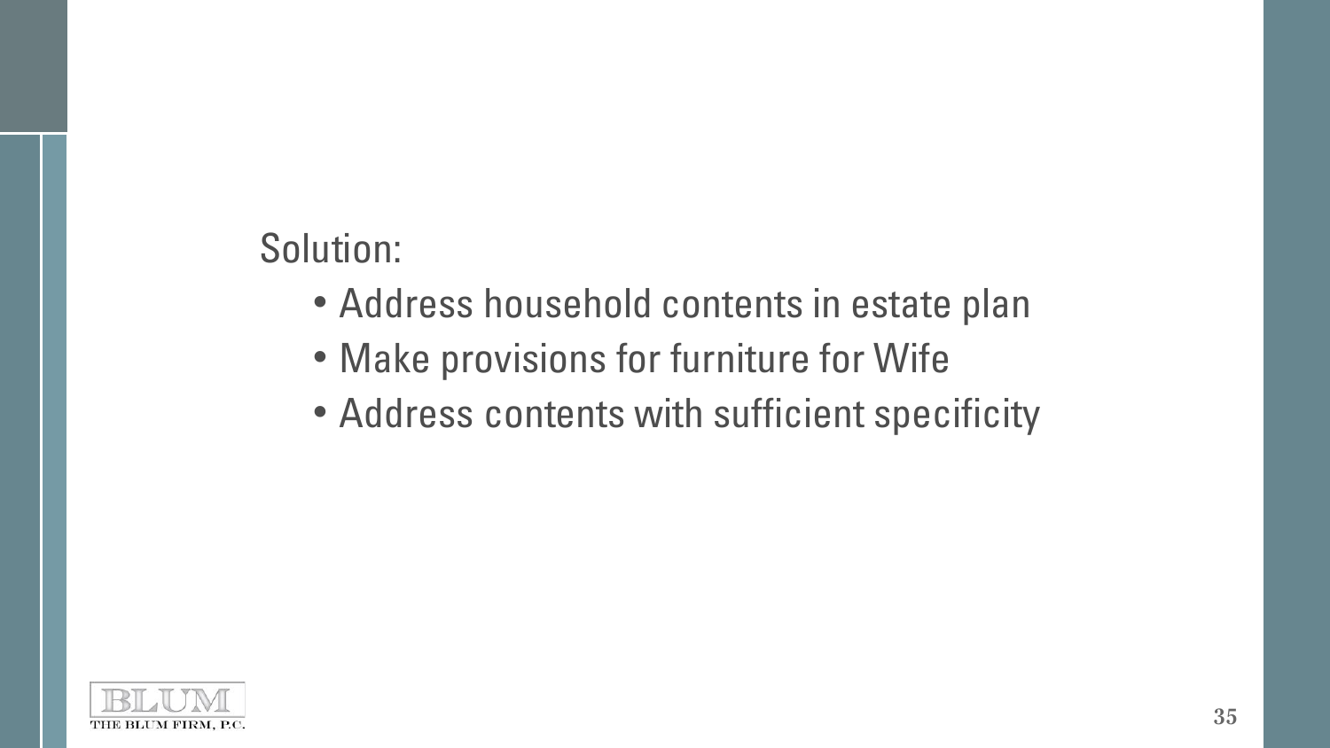Solution:

- Address household contents in estate plan
- Make provisions for furniture for Wife
- Address contents with sufficient specificity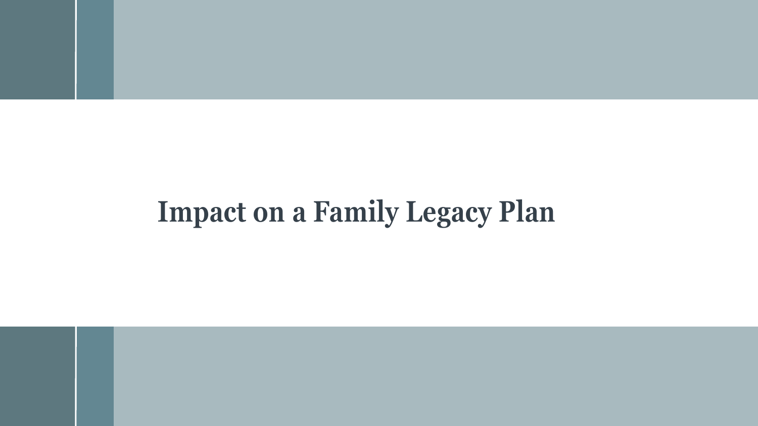# Impact on a Family Legacy Plan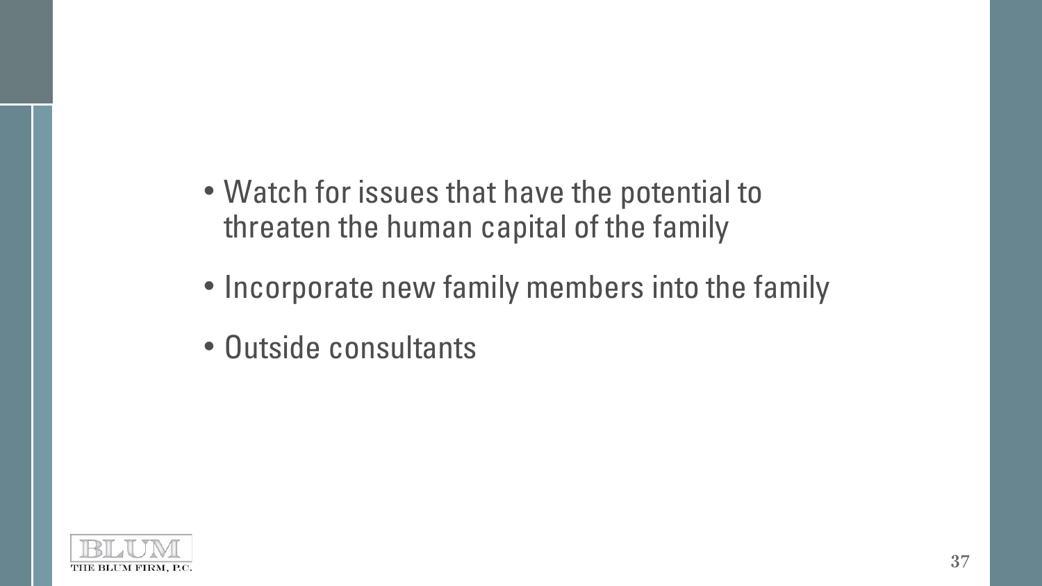- Watch for issues that have the potential to threaten the human capital of the family
- Incorporate new family members into the family
- Outside consultants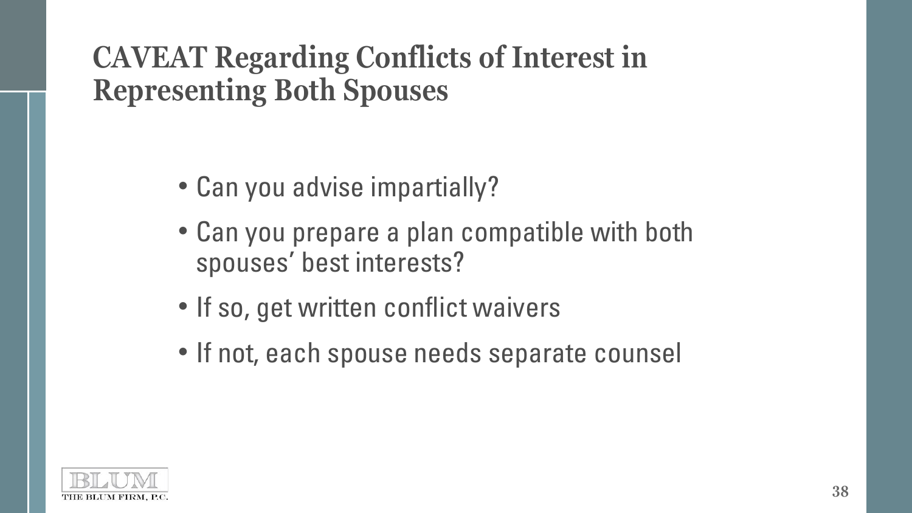## CAVEAT Regarding Conflicts of Interest in Representing Both Spouses

- Can you advise impartially?
- Can you prepare a plan compatible with both spouses' best interests?
- If so, get written conflict waivers
- If not, each spouse needs separate counsel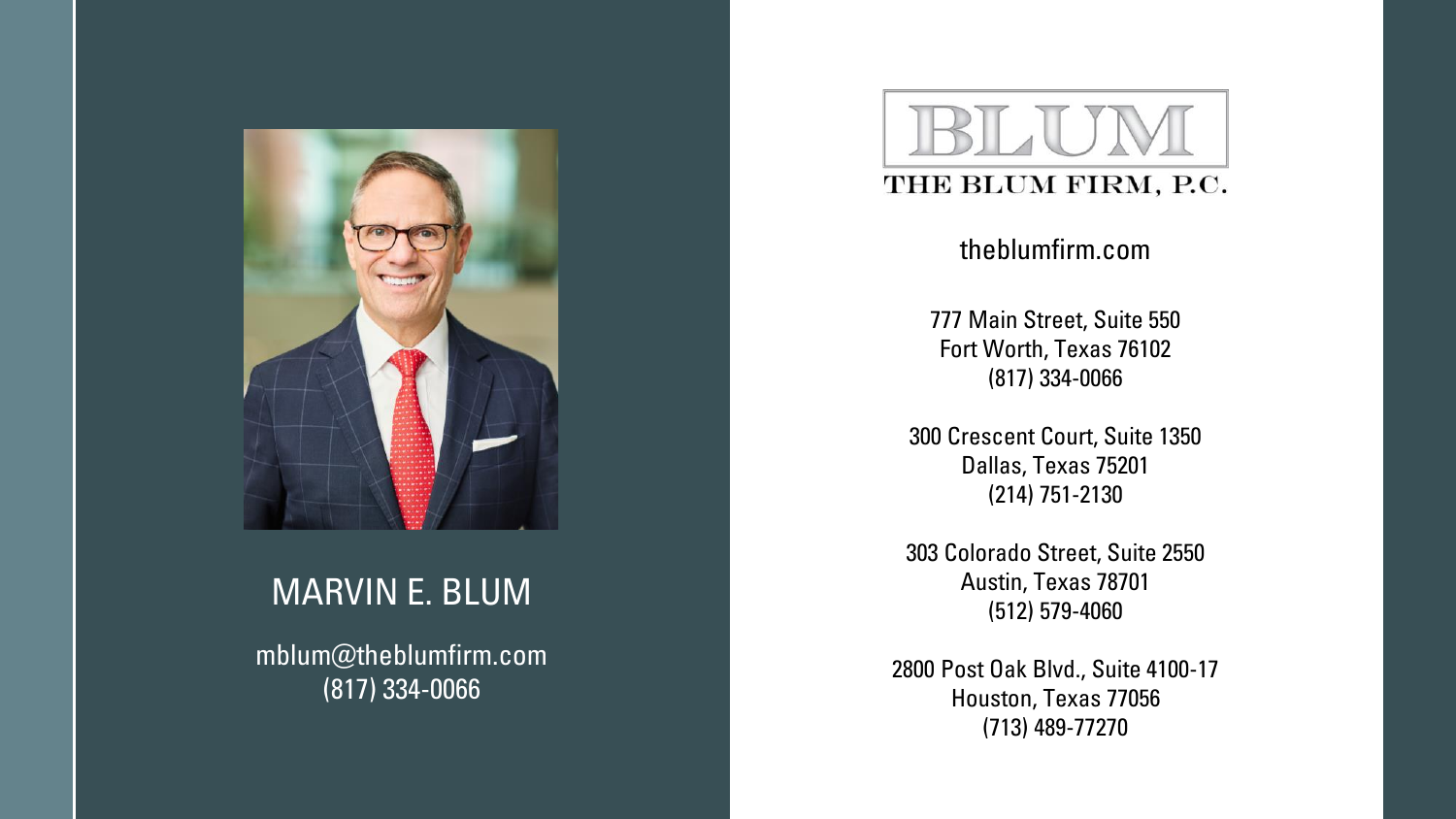MARVIN E. BLUM

mblum@theblumfirm.com
(817) 334-0066

BLUM

THE BLUM FIRM, P.C.

theblumfirm.com

777 Main Street, Suite 550
Fort Worth, Texas 76102
(817) 334-0066

300 Crescent Court, Suite 1350
Dallas, Texas 75201
(214) 751-2130

303 Colorado Street, Suite 2550
Austin, Texas 78701
(512) 579-4060

2800 Post Oak Blvd., Suite 4100-17
Houston, Texas 77056
(713) 489-77270